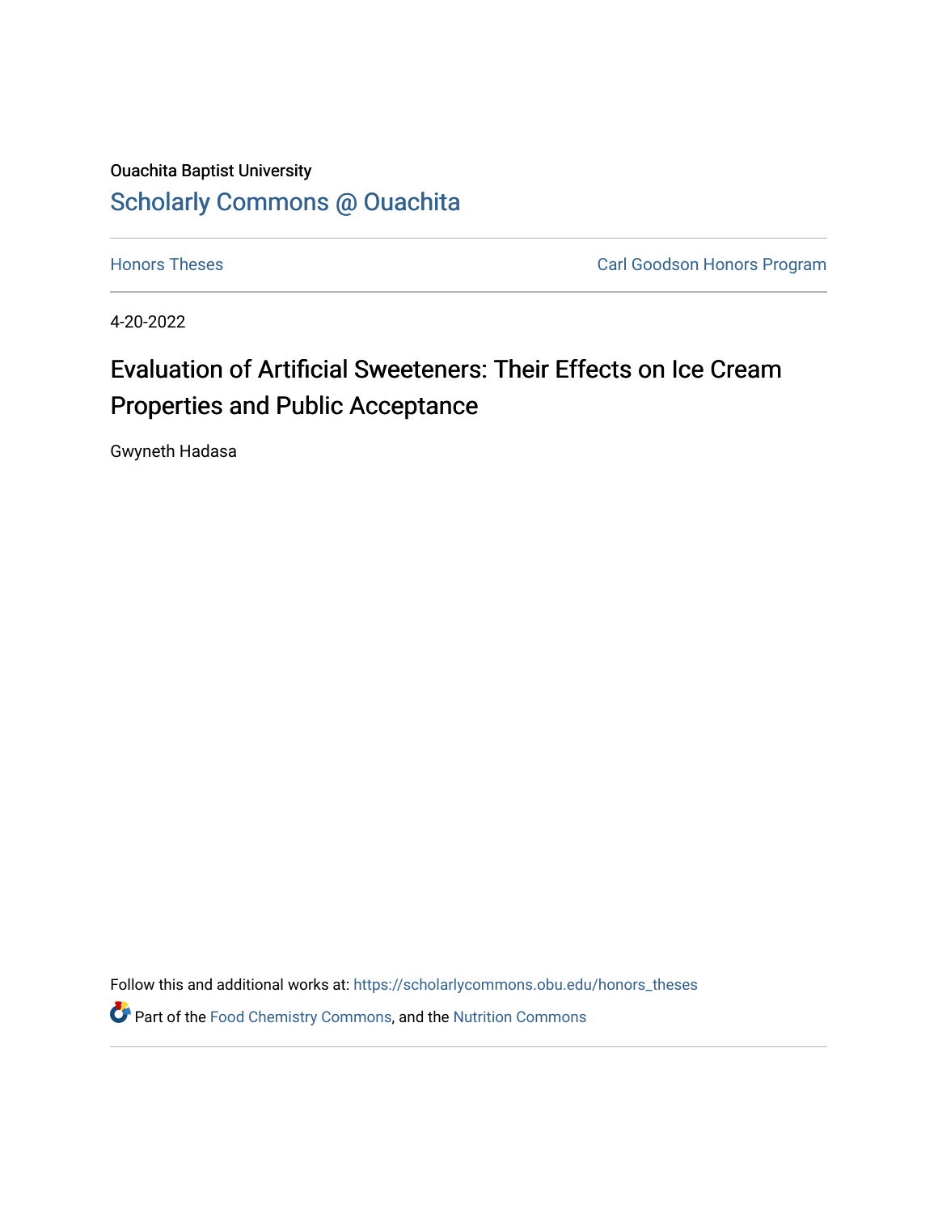Ouachita Baptist University

# Scholarly Commons @ Ouachita

Honors Theses

Carl Goodson Honors Program

4-20-2022

## Evaluation of Artificial Sweeteners: Their Effects on Ice Cream Properties and Public Acceptance

Gwyneth Hadasa

Follow this and additional works at: https://scholarlycommons.obu.edu/honors_theses

Part of the Food Chemistry Commons, and the Nutrition Commons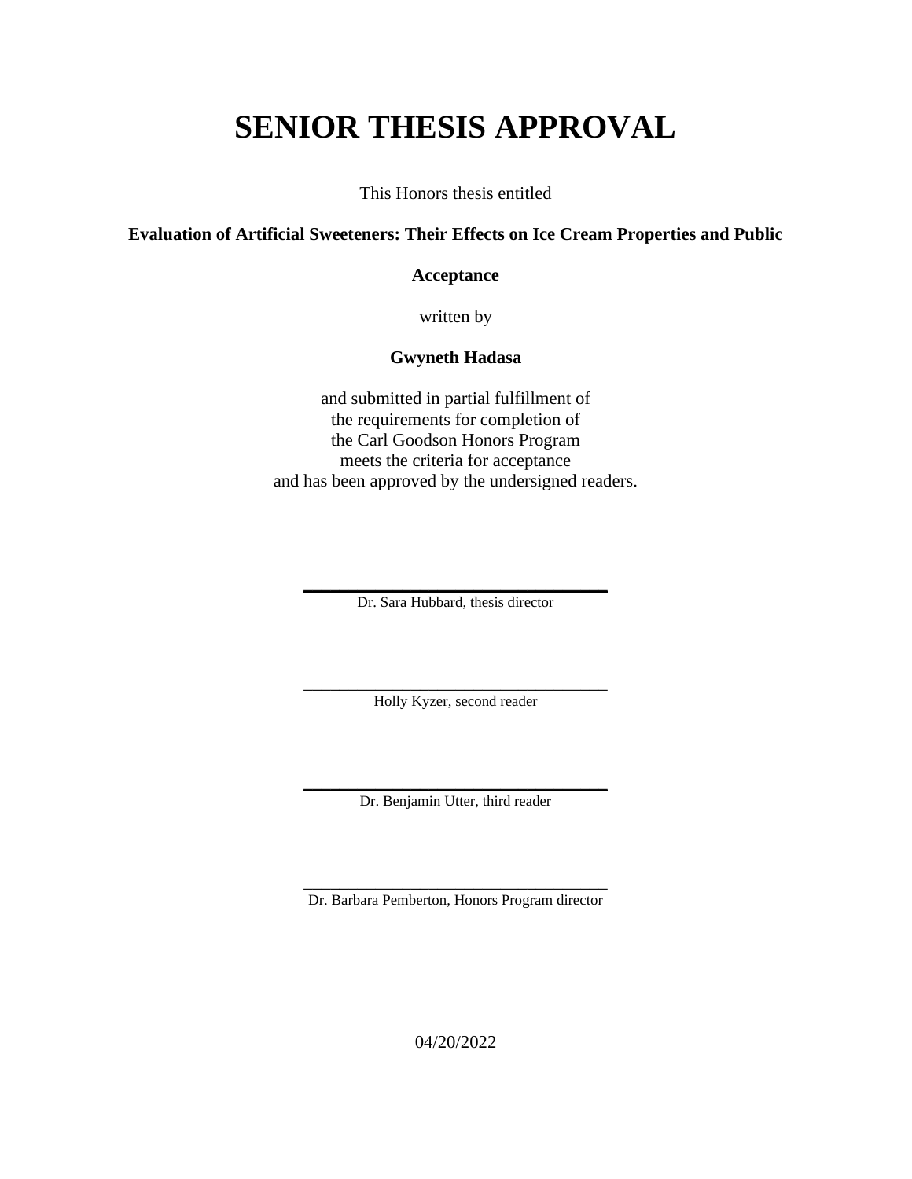# SENIOR THESIS APPROVAL

This Honors thesis entitled

**Evaluation of Artificial Sweeteners: Their Effects on Ice Cream Properties and Public Acceptance**

written by

**Gwyneth Hadasa**

and submitted in partial fulfillment of
the requirements for completion of
the Carl Goodson Honors Program
meets the criteria for acceptance
and has been approved by the undersigned readers.

\_\_\_\_\_\_\_\_\_\_\_\_\_\_\_\_\_\_\_\_\_\_\_\_\_\_\_\_\_\_\_\_\_\_\_\_\_\_
Dr. Sara Hubbard, thesis director

\_\_\_\_\_\_\_\_\_\_\_\_\_\_\_\_\_\_\_\_\_\_\_\_\_\_\_\_\_\_\_\_\_\_\_\_\_\_
Holly Kyzer, second reader

\_\_\_\_\_\_\_\_\_\_\_\_\_\_\_\_\_\_\_\_\_\_\_\_\_\_\_\_\_\_\_\_\_\_\_\_\_\_
Dr. Benjamin Utter, third reader

\_\_\_\_\_\_\_\_\_\_\_\_\_\_\_\_\_\_\_\_\_\_\_\_\_\_\_\_\_\_\_\_\_\_\_\_\_\_
Dr. Barbara Pemberton, Honors Program director

04/20/2022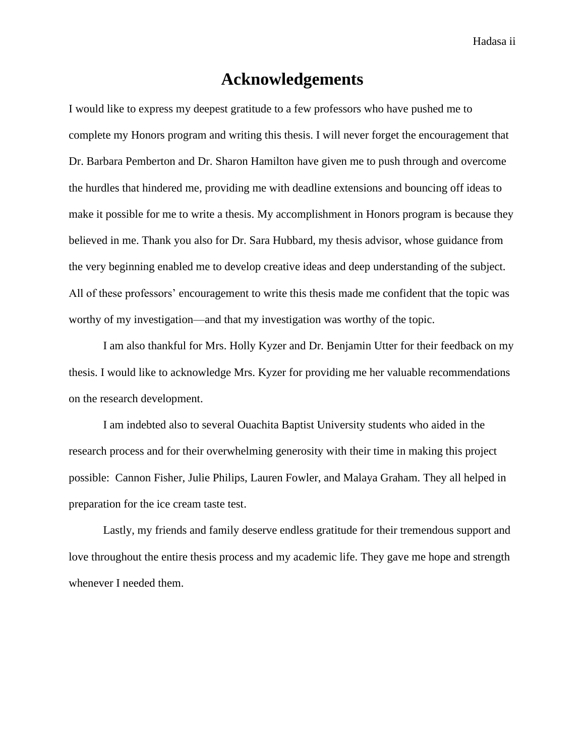# Acknowledgements

I would like to express my deepest gratitude to a few professors who have pushed me to complete my Honors program and writing this thesis. I will never forget the encouragement that Dr. Barbara Pemberton and Dr. Sharon Hamilton have given me to push through and overcome the hurdles that hindered me, providing me with deadline extensions and bouncing off ideas to make it possible for me to write a thesis. My accomplishment in Honors program is because they believed in me. Thank you also for Dr. Sara Hubbard, my thesis advisor, whose guidance from the very beginning enabled me to develop creative ideas and deep understanding of the subject. All of these professors' encouragement to write this thesis made me confident that the topic was worthy of my investigation—and that my investigation was worthy of the topic.

I am also thankful for Mrs. Holly Kyzer and Dr. Benjamin Utter for their feedback on my thesis. I would like to acknowledge Mrs. Kyzer for providing me her valuable recommendations on the research development.

I am indebted also to several Ouachita Baptist University students who aided in the research process and for their overwhelming generosity with their time in making this project possible: Cannon Fisher, Julie Philips, Lauren Fowler, and Malaya Graham. They all helped in preparation for the ice cream taste test.

Lastly, my friends and family deserve endless gratitude for their tremendous support and love throughout the entire thesis process and my academic life. They gave me hope and strength whenever I needed them.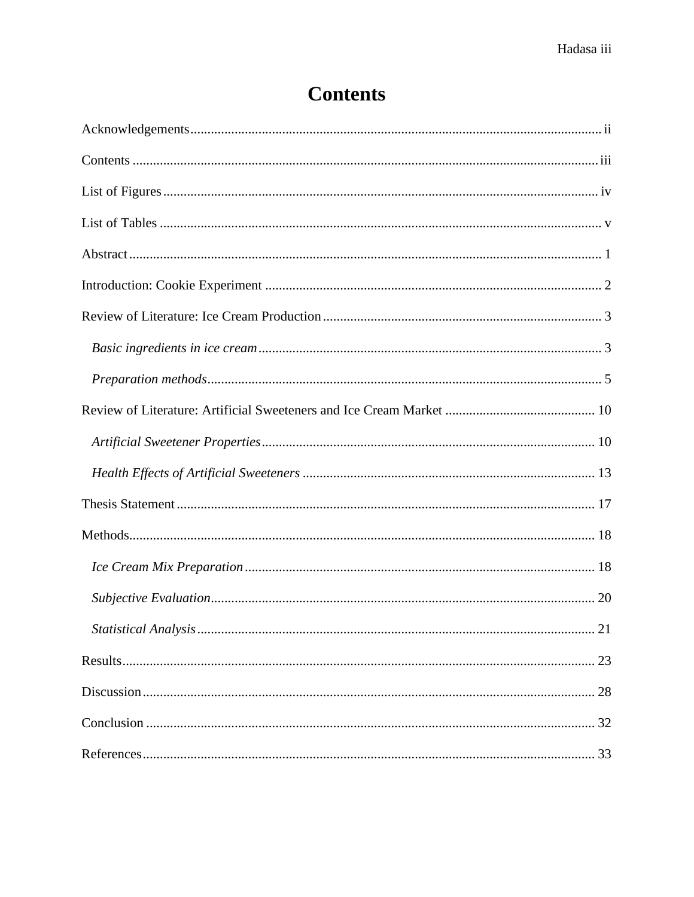# Contents

Acknowledgements ........................................................................................................................ ii

Contents ........................................................................................................................................ iii

List of Figures ............................................................................................................................... iv

List of Tables ................................................................................................................................. v

Abstract .......................................................................................................................................... 1

Introduction: Cookie Experiment .................................................................................................. 2

Review of Literature: Ice Cream Production ................................................................................. 3

*Basic ingredients in ice cream* ..................................................................................................... 3

*Preparation methods* .................................................................................................................... 5

Review of Literature: Artificial Sweeteners and Ice Cream Market ............................................ 10

*Artificial Sweetener Properties* ................................................................................................. 10

*Health Effects of Artificial Sweeteners* ..................................................................................... 13

Thesis Statement .......................................................................................................................... 17

Methods ........................................................................................................................................ 18

*Ice Cream Mix Preparation* ....................................................................................................... 18

*Subjective Evaluation* ................................................................................................................ 20

*Statistical Analysis* .................................................................................................................... 21

Results .......................................................................................................................................... 23

Discussion .................................................................................................................................... 28

Conclusion ................................................................................................................................... 32

References .................................................................................................................................... 33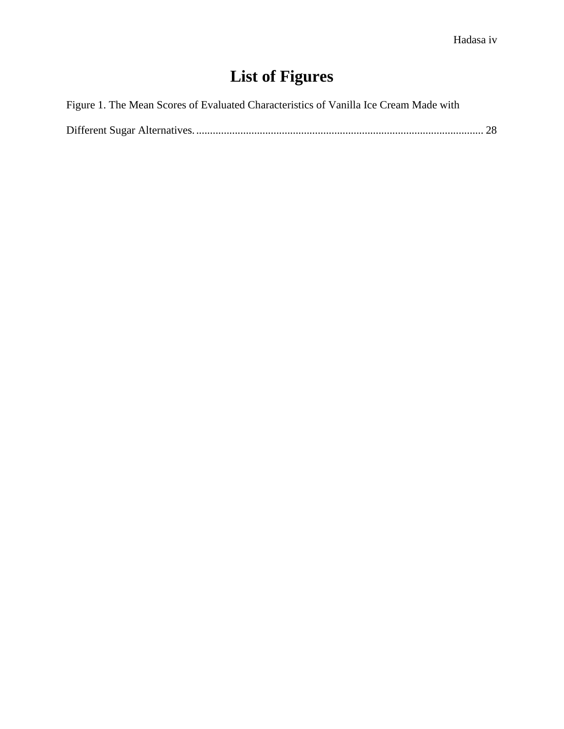# List of Figures

Figure 1. The Mean Scores of Evaluated Characteristics of Vanilla Ice Cream Made with Different Sugar Alternatives. ........................................................................................................ 28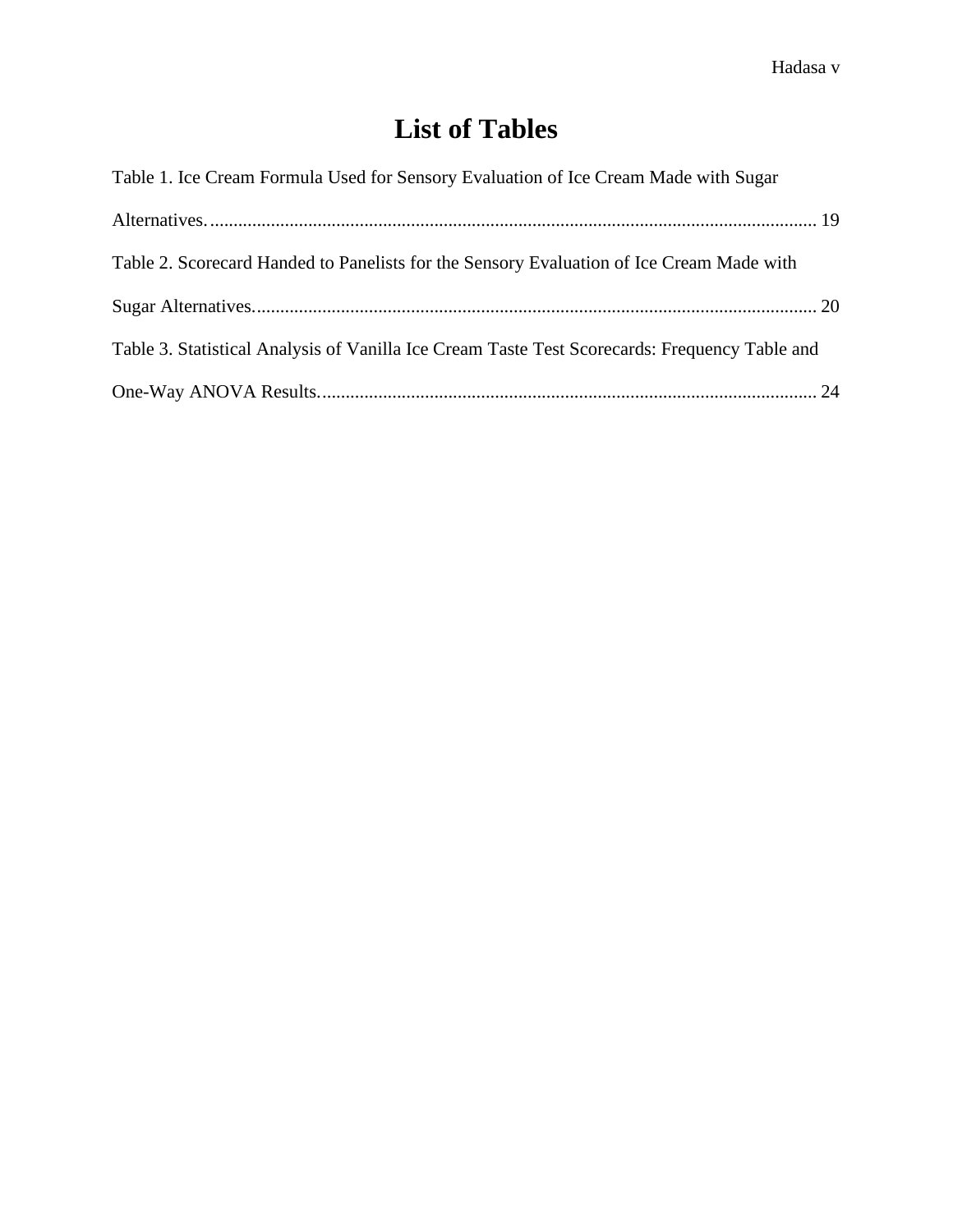# List of Tables

Table 1. Ice Cream Formula Used for Sensory Evaluation of Ice Cream Made with Sugar Alternatives. ........................................................................................................................ 19

Table 2. Scorecard Handed to Panelists for the Sensory Evaluation of Ice Cream Made with Sugar Alternatives. ........................................................................................................................ 20

Table 3. Statistical Analysis of Vanilla Ice Cream Taste Test Scorecards: Frequency Table and One-Way ANOVA Results. ............................................................................................................ 24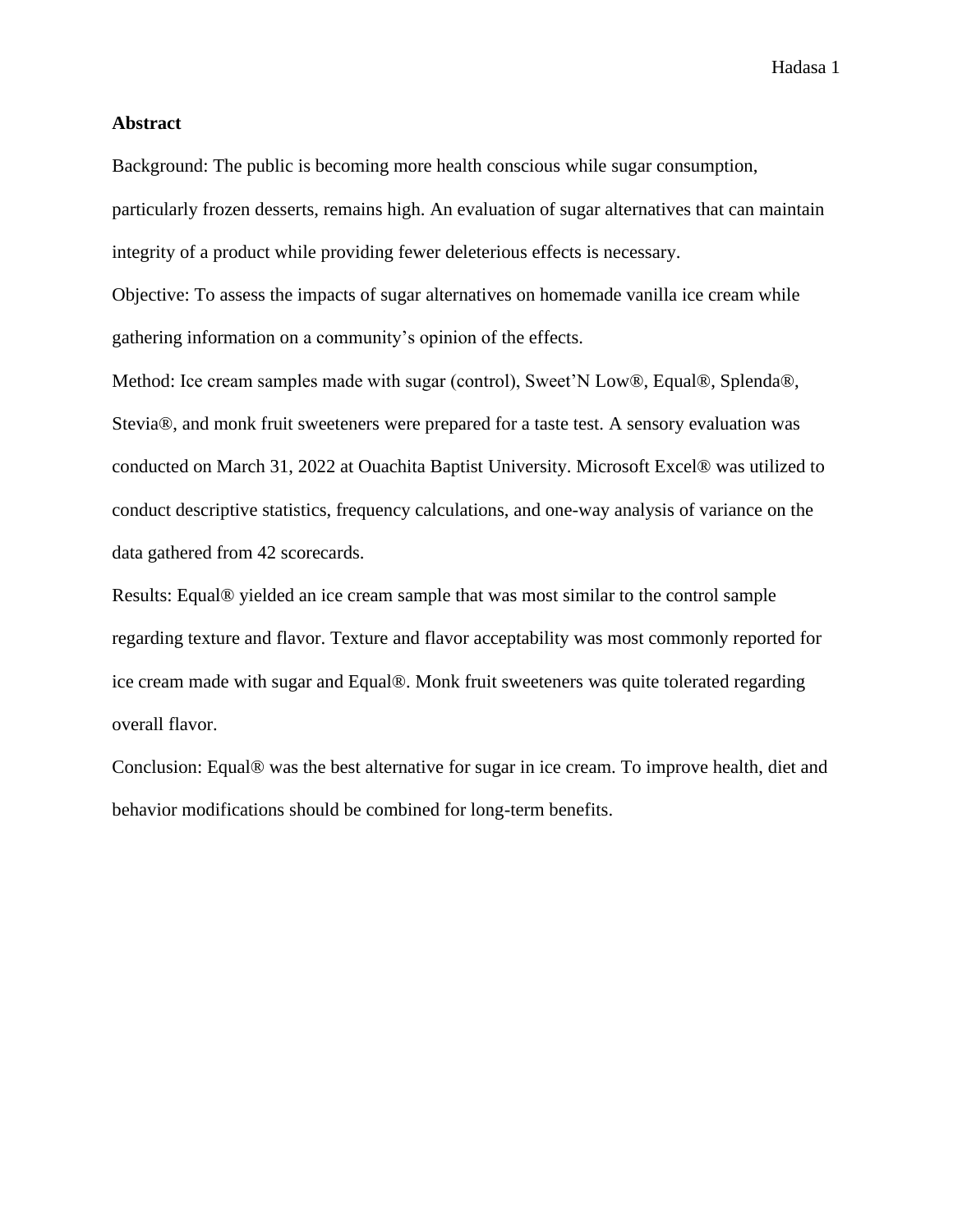## Abstract

Background: The public is becoming more health conscious while sugar consumption, particularly frozen desserts, remains high. An evaluation of sugar alternatives that can maintain integrity of a product while providing fewer deleterious effects is necessary.

Objective: To assess the impacts of sugar alternatives on homemade vanilla ice cream while gathering information on a community's opinion of the effects.

Method: Ice cream samples made with sugar (control), Sweet'N Low®, Equal®, Splenda®, Stevia®, and monk fruit sweeteners were prepared for a taste test. A sensory evaluation was conducted on March 31, 2022 at Ouachita Baptist University. Microsoft Excel® was utilized to conduct descriptive statistics, frequency calculations, and one-way analysis of variance on the data gathered from 42 scorecards.

Results: Equal® yielded an ice cream sample that was most similar to the control sample regarding texture and flavor. Texture and flavor acceptability was most commonly reported for ice cream made with sugar and Equal®. Monk fruit sweeteners was quite tolerated regarding overall flavor.

Conclusion: Equal® was the best alternative for sugar in ice cream. To improve health, diet and behavior modifications should be combined for long-term benefits.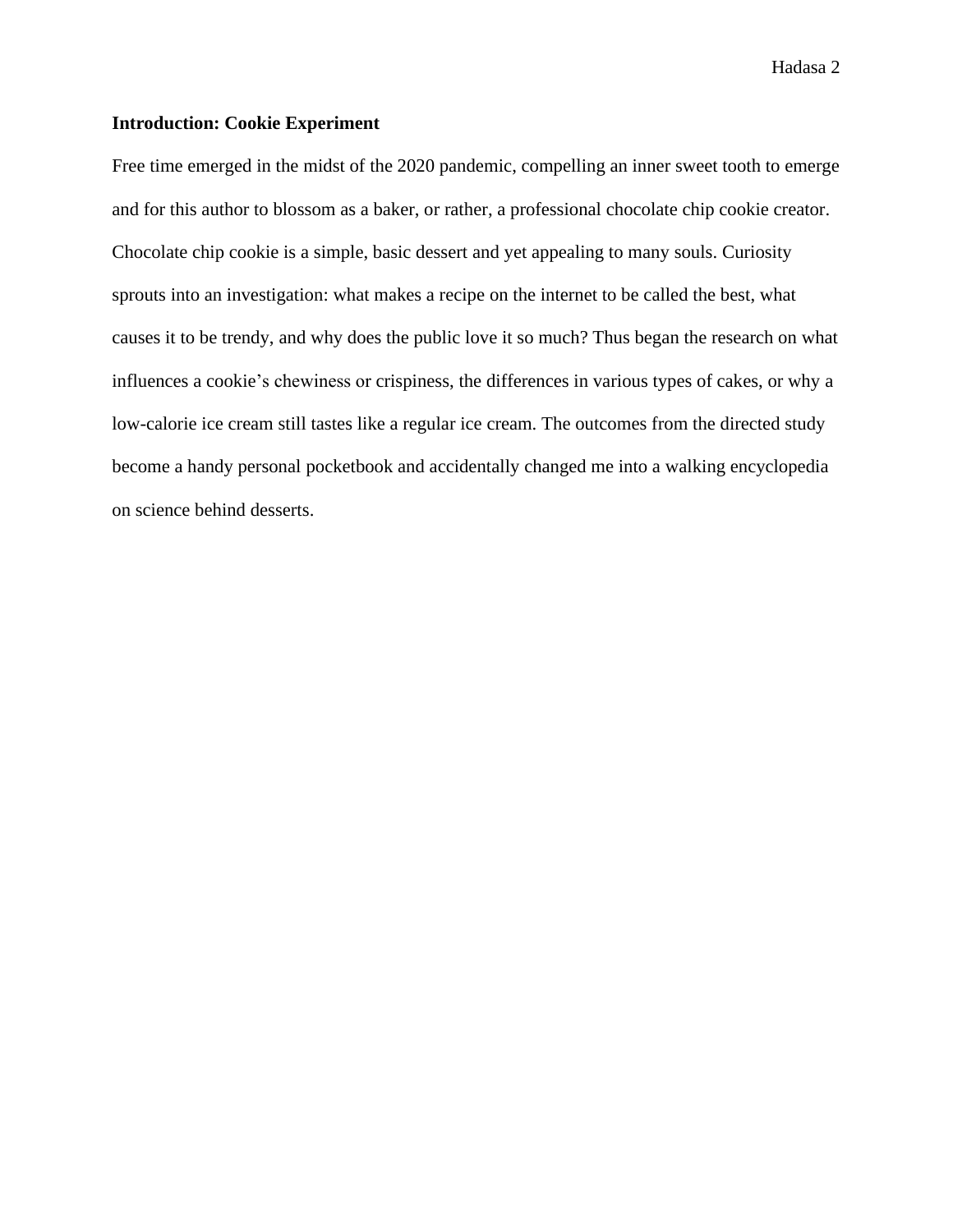## Introduction: Cookie Experiment

Free time emerged in the midst of the 2020 pandemic, compelling an inner sweet tooth to emerge and for this author to blossom as a baker, or rather, a professional chocolate chip cookie creator. Chocolate chip cookie is a simple, basic dessert and yet appealing to many souls. Curiosity sprouts into an investigation: what makes a recipe on the internet to be called the best, what causes it to be trendy, and why does the public love it so much? Thus began the research on what influences a cookie's chewiness or crispiness, the differences in various types of cakes, or why a low-calorie ice cream still tastes like a regular ice cream. The outcomes from the directed study become a handy personal pocketbook and accidentally changed me into a walking encyclopedia on science behind desserts.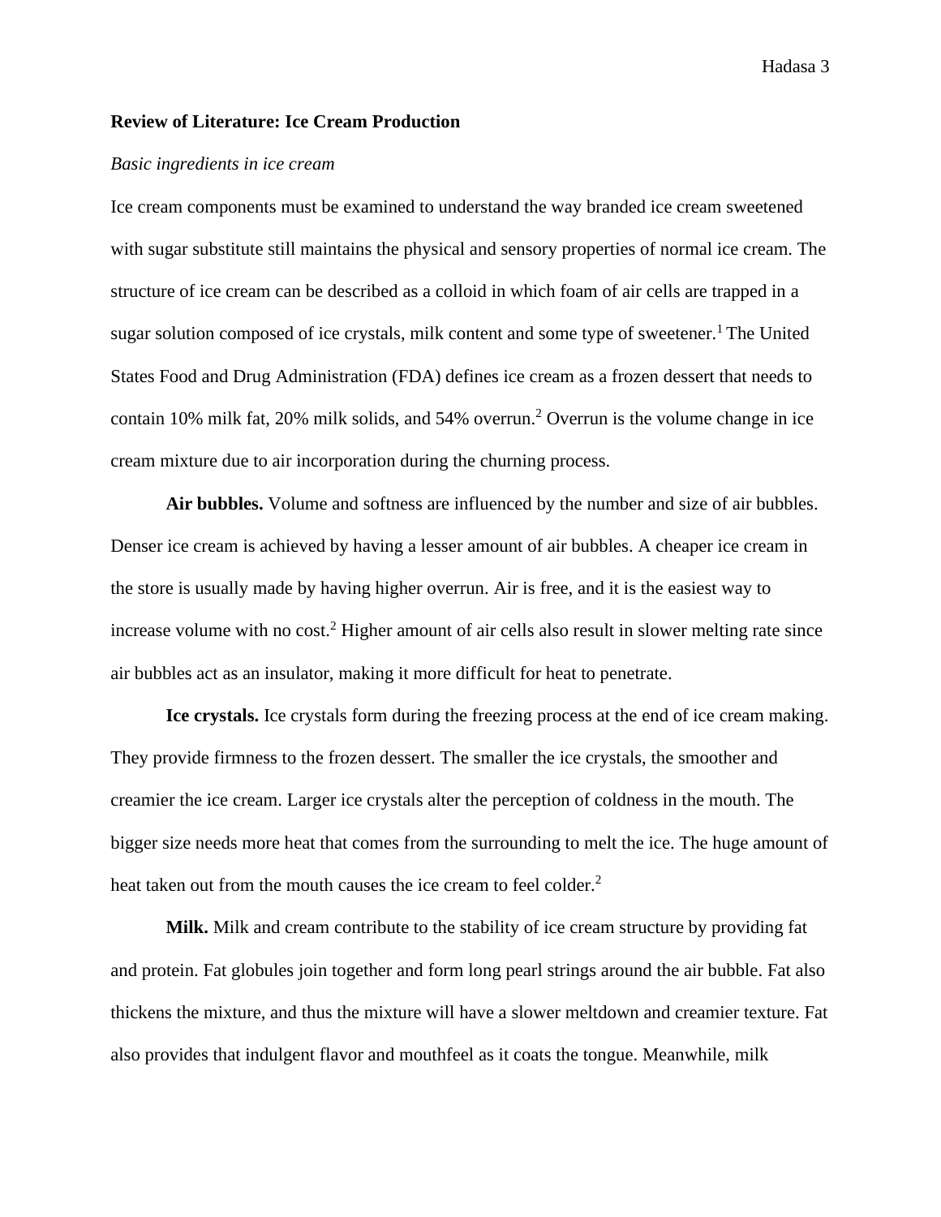## Review of Literature: Ice Cream Production

*Basic ingredients in ice cream*

Ice cream components must be examined to understand the way branded ice cream sweetened with sugar substitute still maintains the physical and sensory properties of normal ice cream. The structure of ice cream can be described as a colloid in which foam of air cells are trapped in a sugar solution composed of ice crystals, milk content and some type of sweetener.[1] The United States Food and Drug Administration (FDA) defines ice cream as a frozen dessert that needs to contain 10% milk fat, 20% milk solids, and 54% overrun.[2] Overrun is the volume change in ice cream mixture due to air incorporation during the churning process.

**Air bubbles.** Volume and softness are influenced by the number and size of air bubbles. Denser ice cream is achieved by having a lesser amount of air bubbles. A cheaper ice cream in the store is usually made by having higher overrun. Air is free, and it is the easiest way to increase volume with no cost.[2] Higher amount of air cells also result in slower melting rate since air bubbles act as an insulator, making it more difficult for heat to penetrate.

**Ice crystals.** Ice crystals form during the freezing process at the end of ice cream making. They provide firmness to the frozen dessert. The smaller the ice crystals, the smoother and creamier the ice cream. Larger ice crystals alter the perception of coldness in the mouth. The bigger size needs more heat that comes from the surrounding to melt the ice. The huge amount of heat taken out from the mouth causes the ice cream to feel colder.[2]

**Milk.** Milk and cream contribute to the stability of ice cream structure by providing fat and protein. Fat globules join together and form long pearl strings around the air bubble. Fat also thickens the mixture, and thus the mixture will have a slower meltdown and creamier texture. Fat also provides that indulgent flavor and mouthfeel as it coats the tongue. Meanwhile, milk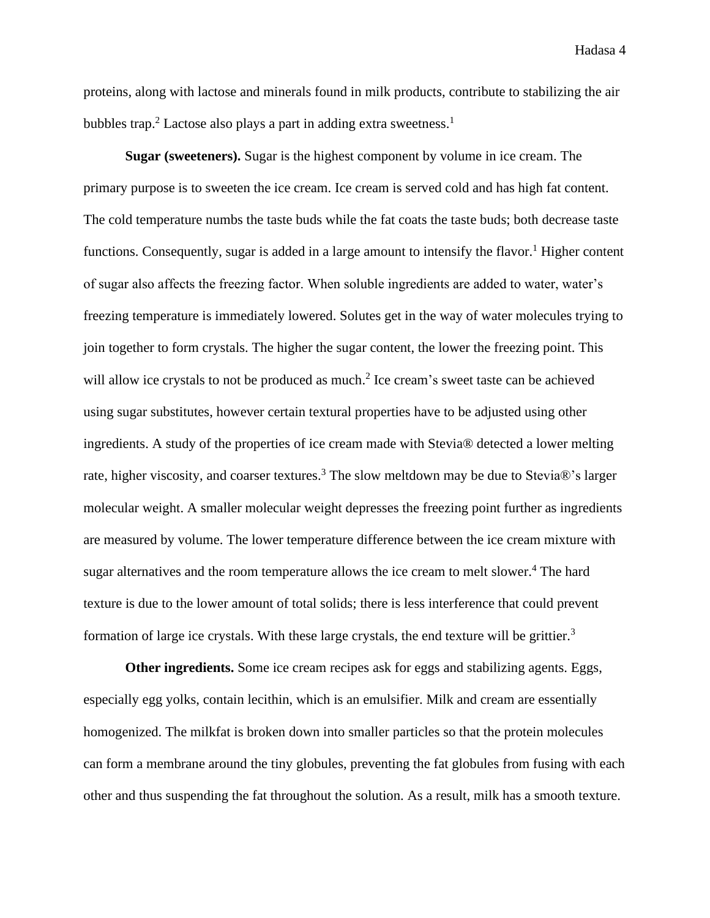proteins, along with lactose and minerals found in milk products, contribute to stabilizing the air bubbles trap.[2] Lactose also plays a part in adding extra sweetness.[1]

**Sugar (sweeteners).** Sugar is the highest component by volume in ice cream. The primary purpose is to sweeten the ice cream. Ice cream is served cold and has high fat content. The cold temperature numbs the taste buds while the fat coats the taste buds; both decrease taste functions. Consequently, sugar is added in a large amount to intensify the flavor.[1] Higher content of sugar also affects the freezing factor. When soluble ingredients are added to water, water's freezing temperature is immediately lowered. Solutes get in the way of water molecules trying to join together to form crystals. The higher the sugar content, the lower the freezing point. This will allow ice crystals to not be produced as much.[2] Ice cream's sweet taste can be achieved using sugar substitutes, however certain textural properties have to be adjusted using other ingredients. A study of the properties of ice cream made with Stevia® detected a lower melting rate, higher viscosity, and coarser textures.[3] The slow meltdown may be due to Stevia®'s larger molecular weight. A smaller molecular weight depresses the freezing point further as ingredients are measured by volume. The lower temperature difference between the ice cream mixture with sugar alternatives and the room temperature allows the ice cream to melt slower.[4] The hard texture is due to the lower amount of total solids; there is less interference that could prevent formation of large ice crystals. With these large crystals, the end texture will be grittier.[3]

**Other ingredients.** Some ice cream recipes ask for eggs and stabilizing agents. Eggs, especially egg yolks, contain lecithin, which is an emulsifier. Milk and cream are essentially homogenized. The milkfat is broken down into smaller particles so that the protein molecules can form a membrane around the tiny globules, preventing the fat globules from fusing with each other and thus suspending the fat throughout the solution. As a result, milk has a smooth texture.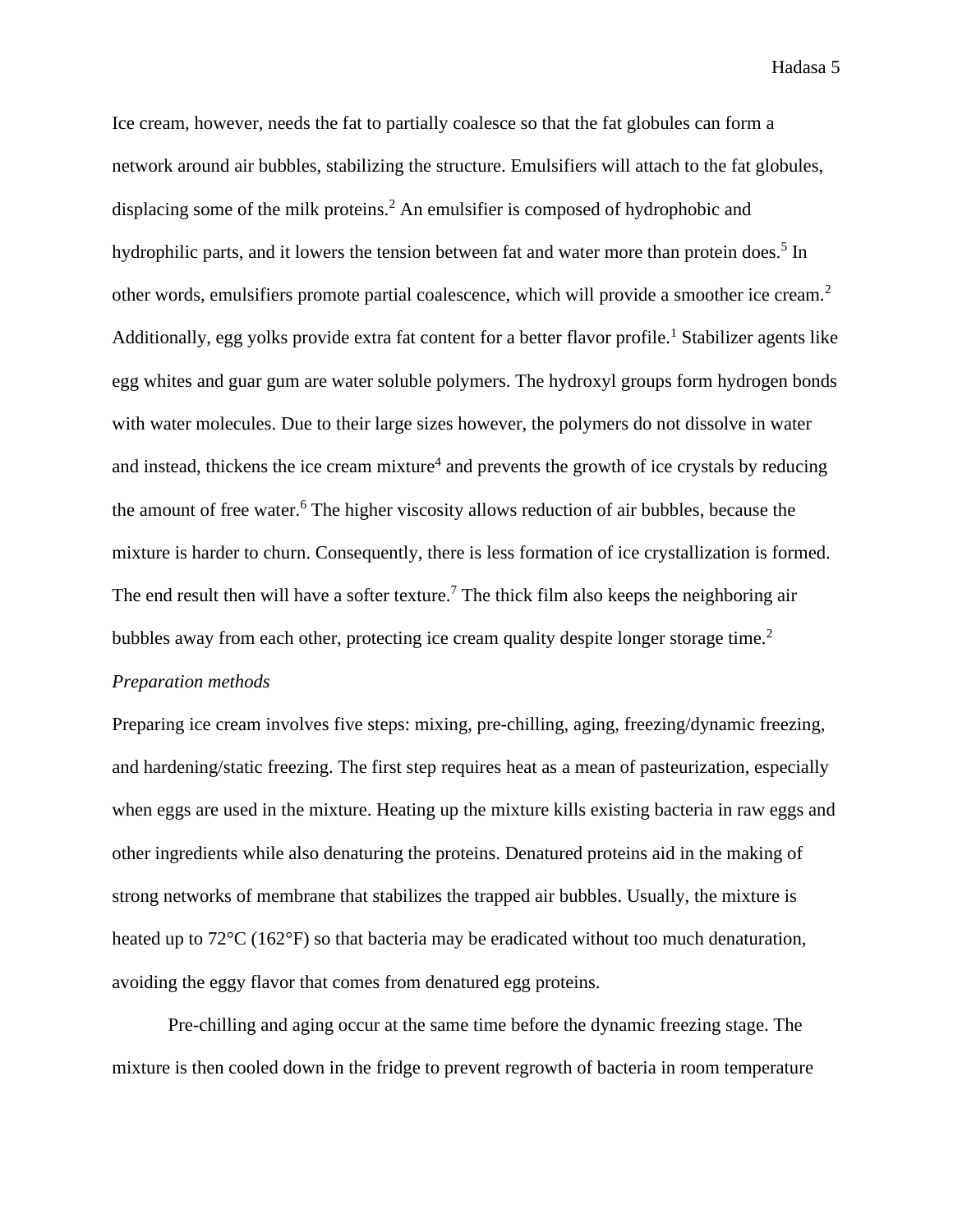Ice cream, however, needs the fat to partially coalesce so that the fat globules can form a network around air bubbles, stabilizing the structure. Emulsifiers will attach to the fat globules, displacing some of the milk proteins.[2] An emulsifier is composed of hydrophobic and hydrophilic parts, and it lowers the tension between fat and water more than protein does.[5] In other words, emulsifiers promote partial coalescence, which will provide a smoother ice cream.[2] Additionally, egg yolks provide extra fat content for a better flavor profile.[1] Stabilizer agents like egg whites and guar gum are water soluble polymers. The hydroxyl groups form hydrogen bonds with water molecules. Due to their large sizes however, the polymers do not dissolve in water and instead, thickens the ice cream mixture[4] and prevents the growth of ice crystals by reducing the amount of free water.[6] The higher viscosity allows reduction of air bubbles, because the mixture is harder to churn. Consequently, there is less formation of ice crystallization is formed. The end result then will have a softer texture.[7] The thick film also keeps the neighboring air bubbles away from each other, protecting ice cream quality despite longer storage time.[2]

*Preparation methods*

Preparing ice cream involves five steps: mixing, pre-chilling, aging, freezing/dynamic freezing, and hardening/static freezing. The first step requires heat as a mean of pasteurization, especially when eggs are used in the mixture. Heating up the mixture kills existing bacteria in raw eggs and other ingredients while also denaturing the proteins. Denatured proteins aid in the making of strong networks of membrane that stabilizes the trapped air bubbles. Usually, the mixture is heated up to 72°C (162°F) so that bacteria may be eradicated without too much denaturation, avoiding the eggy flavor that comes from denatured egg proteins.

Pre-chilling and aging occur at the same time before the dynamic freezing stage. The mixture is then cooled down in the fridge to prevent regrowth of bacteria in room temperature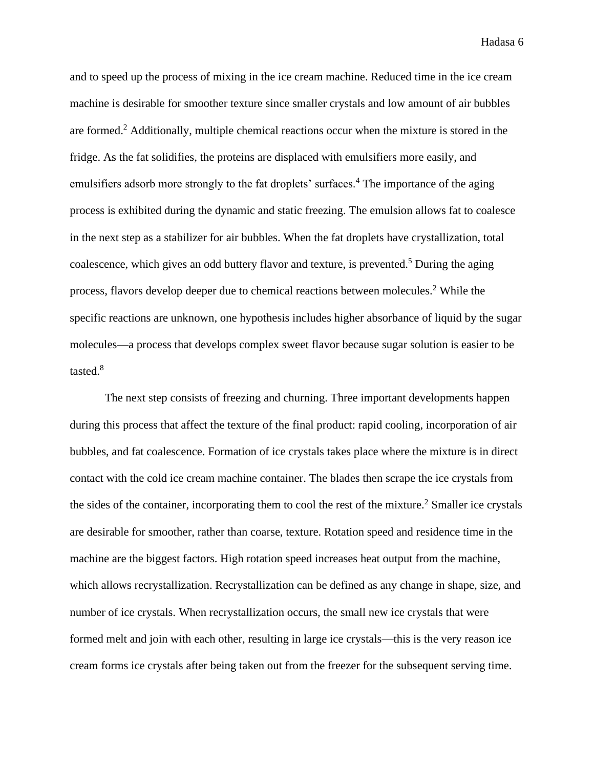and to speed up the process of mixing in the ice cream machine. Reduced time in the ice cream machine is desirable for smoother texture since smaller crystals and low amount of air bubbles are formed.[2] Additionally, multiple chemical reactions occur when the mixture is stored in the fridge. As the fat solidifies, the proteins are displaced with emulsifiers more easily, and emulsifiers adsorb more strongly to the fat droplets' surfaces.[4] The importance of the aging process is exhibited during the dynamic and static freezing. The emulsion allows fat to coalesce in the next step as a stabilizer for air bubbles. When the fat droplets have crystallization, total coalescence, which gives an odd buttery flavor and texture, is prevented.[5] During the aging process, flavors develop deeper due to chemical reactions between molecules.[2] While the specific reactions are unknown, one hypothesis includes higher absorbance of liquid by the sugar molecules—a process that develops complex sweet flavor because sugar solution is easier to be tasted.[8]

The next step consists of freezing and churning. Three important developments happen during this process that affect the texture of the final product: rapid cooling, incorporation of air bubbles, and fat coalescence. Formation of ice crystals takes place where the mixture is in direct contact with the cold ice cream machine container. The blades then scrape the ice crystals from the sides of the container, incorporating them to cool the rest of the mixture.[2] Smaller ice crystals are desirable for smoother, rather than coarse, texture. Rotation speed and residence time in the machine are the biggest factors. High rotation speed increases heat output from the machine, which allows recrystallization. Recrystallization can be defined as any change in shape, size, and number of ice crystals. When recrystallization occurs, the small new ice crystals that were formed melt and join with each other, resulting in large ice crystals—this is the very reason ice cream forms ice crystals after being taken out from the freezer for the subsequent serving time.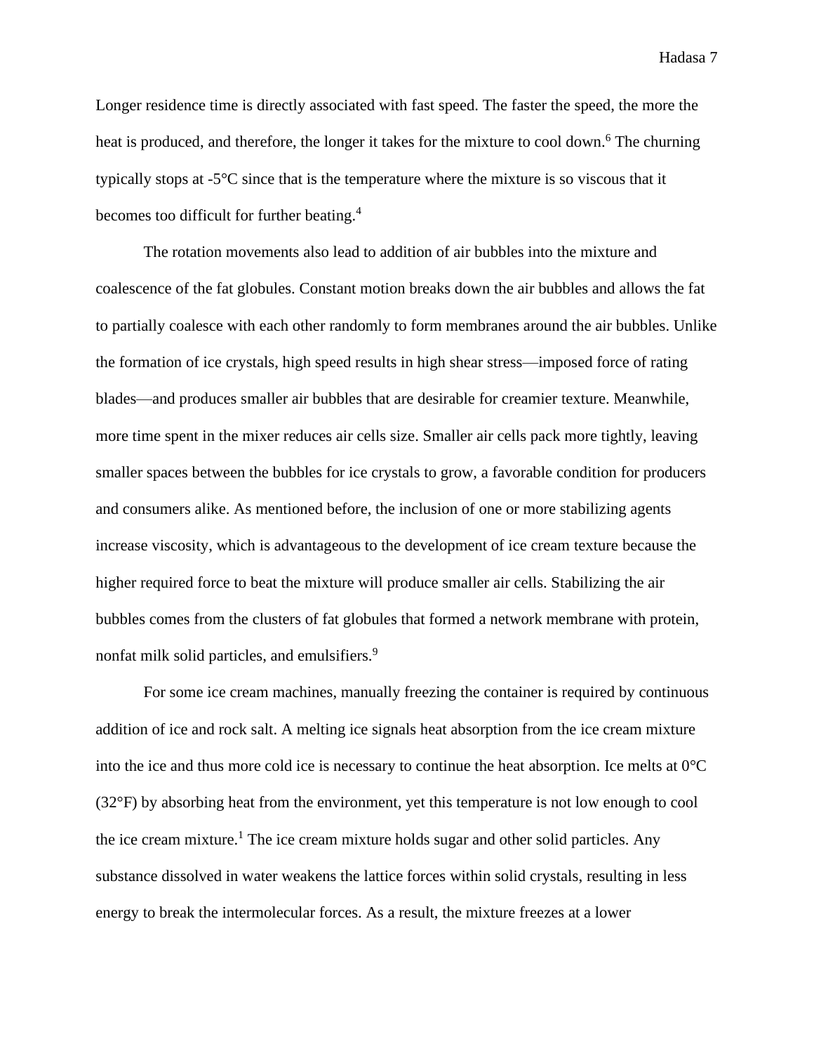Longer residence time is directly associated with fast speed. The faster the speed, the more the heat is produced, and therefore, the longer it takes for the mixture to cool down.[6] The churning typically stops at -5°C since that is the temperature where the mixture is so viscous that it becomes too difficult for further beating.[4]

The rotation movements also lead to addition of air bubbles into the mixture and coalescence of the fat globules. Constant motion breaks down the air bubbles and allows the fat to partially coalesce with each other randomly to form membranes around the air bubbles. Unlike the formation of ice crystals, high speed results in high shear stress—imposed force of rating blades—and produces smaller air bubbles that are desirable for creamier texture. Meanwhile, more time spent in the mixer reduces air cells size. Smaller air cells pack more tightly, leaving smaller spaces between the bubbles for ice crystals to grow, a favorable condition for producers and consumers alike. As mentioned before, the inclusion of one or more stabilizing agents increase viscosity, which is advantageous to the development of ice cream texture because the higher required force to beat the mixture will produce smaller air cells. Stabilizing the air bubbles comes from the clusters of fat globules that formed a network membrane with protein, nonfat milk solid particles, and emulsifiers.[9]

For some ice cream machines, manually freezing the container is required by continuous addition of ice and rock salt. A melting ice signals heat absorption from the ice cream mixture into the ice and thus more cold ice is necessary to continue the heat absorption. Ice melts at 0°C (32°F) by absorbing heat from the environment, yet this temperature is not low enough to cool the ice cream mixture.[1] The ice cream mixture holds sugar and other solid particles. Any substance dissolved in water weakens the lattice forces within solid crystals, resulting in less energy to break the intermolecular forces. As a result, the mixture freezes at a lower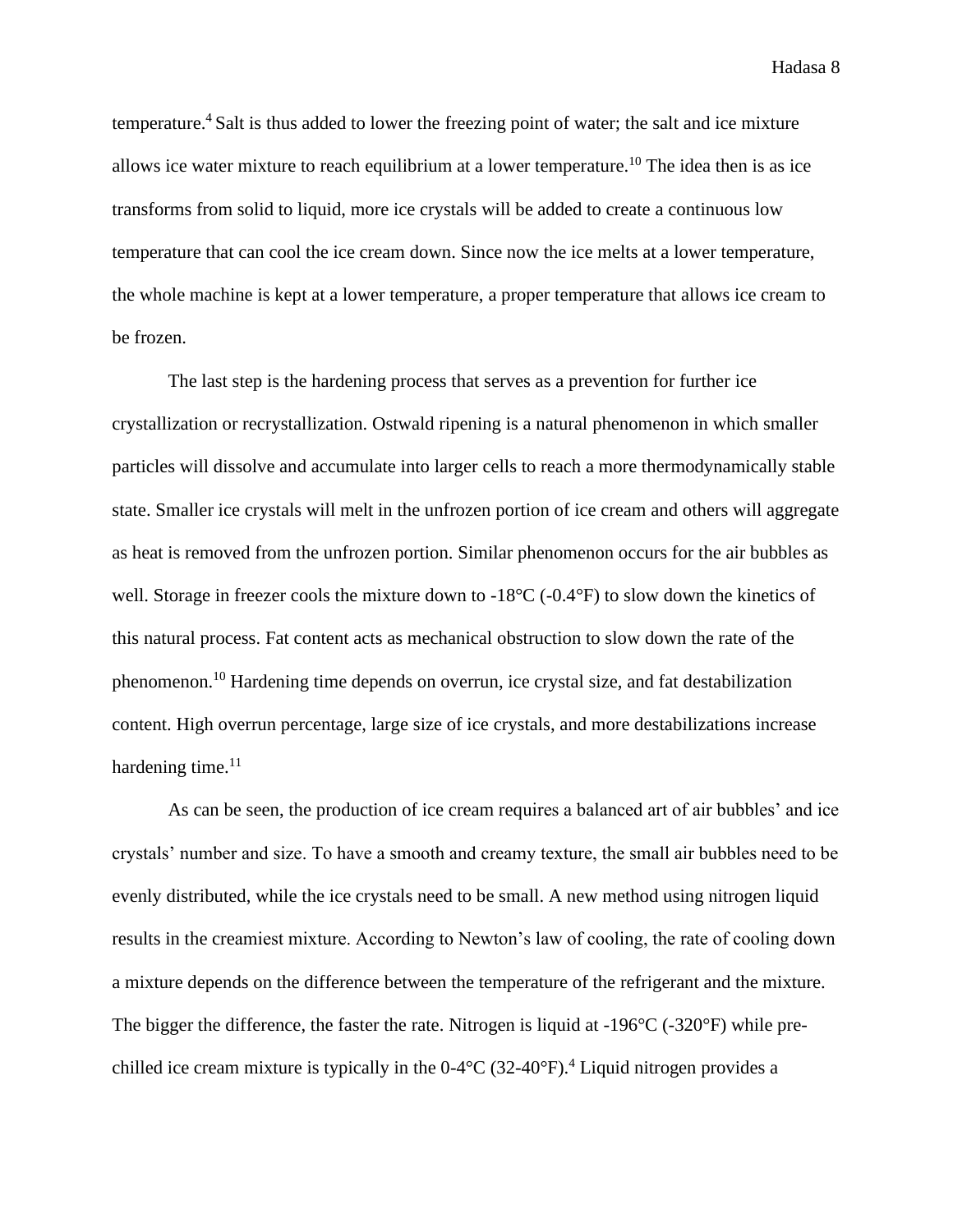temperature.[4] Salt is thus added to lower the freezing point of water; the salt and ice mixture allows ice water mixture to reach equilibrium at a lower temperature.[10] The idea then is as ice transforms from solid to liquid, more ice crystals will be added to create a continuous low temperature that can cool the ice cream down. Since now the ice melts at a lower temperature, the whole machine is kept at a lower temperature, a proper temperature that allows ice cream to be frozen.

The last step is the hardening process that serves as a prevention for further ice crystallization or recrystallization. Ostwald ripening is a natural phenomenon in which smaller particles will dissolve and accumulate into larger cells to reach a more thermodynamically stable state. Smaller ice crystals will melt in the unfrozen portion of ice cream and others will aggregate as heat is removed from the unfrozen portion. Similar phenomenon occurs for the air bubbles as well. Storage in freezer cools the mixture down to -18°C (-0.4°F) to slow down the kinetics of this natural process. Fat content acts as mechanical obstruction to slow down the rate of the phenomenon.[10] Hardening time depends on overrun, ice crystal size, and fat destabilization content. High overrun percentage, large size of ice crystals, and more destabilizations increase hardening time.[11]

As can be seen, the production of ice cream requires a balanced art of air bubbles' and ice crystals' number and size. To have a smooth and creamy texture, the small air bubbles need to be evenly distributed, while the ice crystals need to be small. A new method using nitrogen liquid results in the creamiest mixture. According to Newton's law of cooling, the rate of cooling down a mixture depends on the difference between the temperature of the refrigerant and the mixture. The bigger the difference, the faster the rate. Nitrogen is liquid at -196°C (-320°F) while pre-chilled ice cream mixture is typically in the 0-4°C (32-40°F).[4] Liquid nitrogen provides a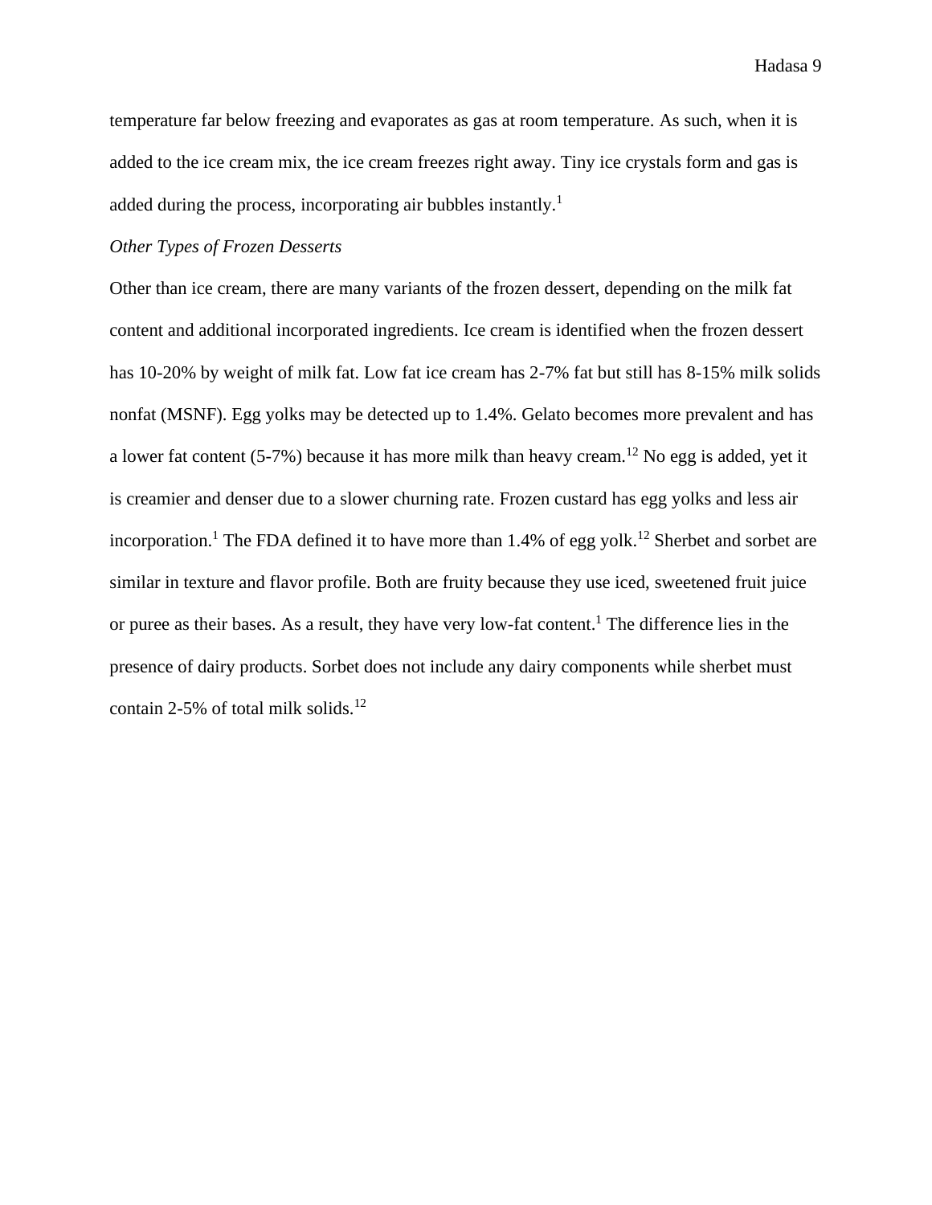temperature far below freezing and evaporates as gas at room temperature. As such, when it is added to the ice cream mix, the ice cream freezes right away. Tiny ice crystals form and gas is added during the process, incorporating air bubbles instantly.[1]

*Other Types of Frozen Desserts*

Other than ice cream, there are many variants of the frozen dessert, depending on the milk fat content and additional incorporated ingredients. Ice cream is identified when the frozen dessert has 10-20% by weight of milk fat. Low fat ice cream has 2-7% fat but still has 8-15% milk solids nonfat (MSNF). Egg yolks may be detected up to 1.4%. Gelato becomes more prevalent and has a lower fat content (5-7%) because it has more milk than heavy cream.[12] No egg is added, yet it is creamier and denser due to a slower churning rate. Frozen custard has egg yolks and less air incorporation.[1] The FDA defined it to have more than 1.4% of egg yolk.[12] Sherbet and sorbet are similar in texture and flavor profile. Both are fruity because they use iced, sweetened fruit juice or puree as their bases. As a result, they have very low-fat content.[1] The difference lies in the presence of dairy products. Sorbet does not include any dairy components while sherbet must contain 2-5% of total milk solids.[12]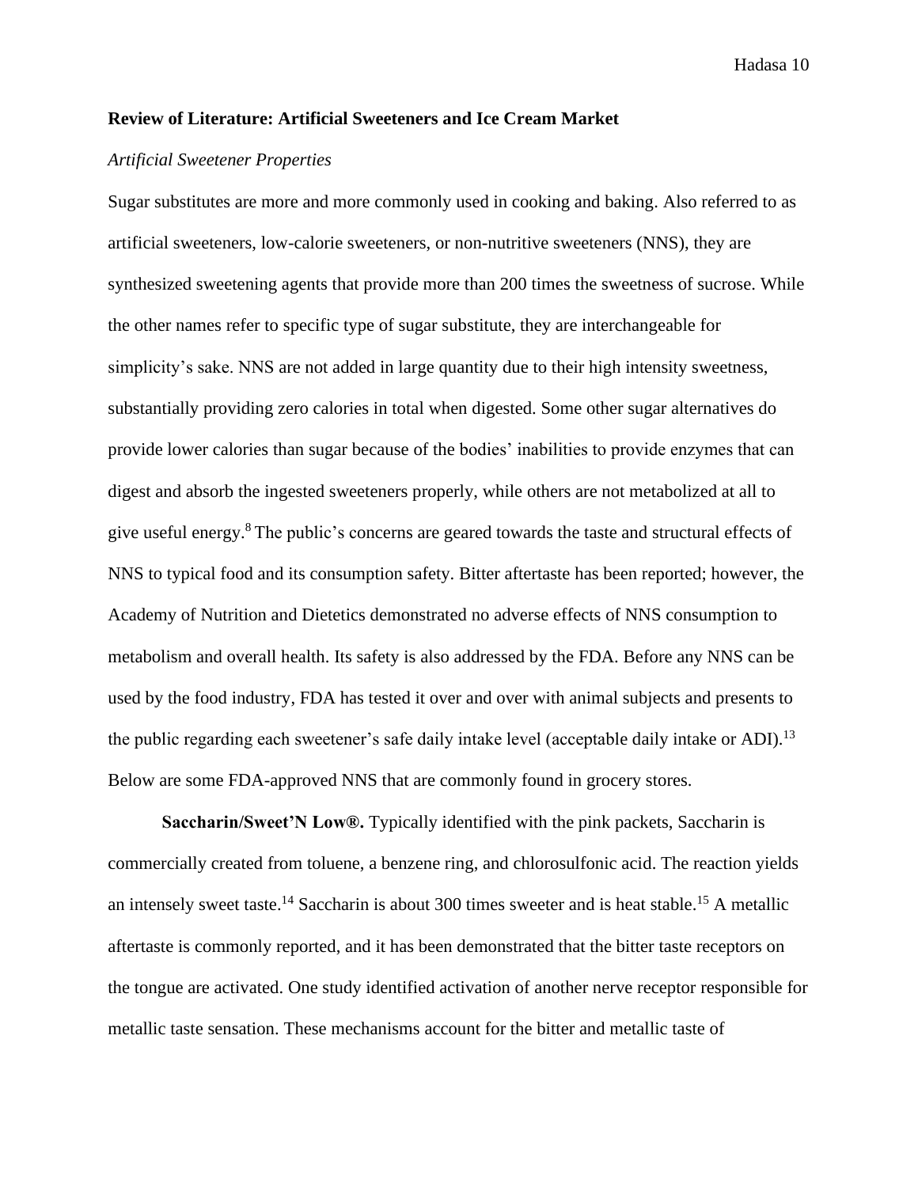## Review of Literature: Artificial Sweeteners and Ice Cream Market

### *Artificial Sweetener Properties*

Sugar substitutes are more and more commonly used in cooking and baking. Also referred to as artificial sweeteners, low-calorie sweeteners, or non-nutritive sweeteners (NNS), they are synthesized sweetening agents that provide more than 200 times the sweetness of sucrose. While the other names refer to specific type of sugar substitute, they are interchangeable for simplicity's sake. NNS are not added in large quantity due to their high intensity sweetness, substantially providing zero calories in total when digested. Some other sugar alternatives do provide lower calories than sugar because of the bodies' inabilities to provide enzymes that can digest and absorb the ingested sweeteners properly, while others are not metabolized at all to give useful energy.[8] The public's concerns are geared towards the taste and structural effects of NNS to typical food and its consumption safety. Bitter aftertaste has been reported; however, the Academy of Nutrition and Dietetics demonstrated no adverse effects of NNS consumption to metabolism and overall health. Its safety is also addressed by the FDA. Before any NNS can be used by the food industry, FDA has tested it over and over with animal subjects and presents to the public regarding each sweetener's safe daily intake level (acceptable daily intake or ADI).[13] Below are some FDA-approved NNS that are commonly found in grocery stores.

**Saccharin/Sweet'N Low®.** Typically identified with the pink packets, Saccharin is commercially created from toluene, a benzene ring, and chlorosulfonic acid. The reaction yields an intensely sweet taste.[14] Saccharin is about 300 times sweeter and is heat stable.[15] A metallic aftertaste is commonly reported, and it has been demonstrated that the bitter taste receptors on the tongue are activated. One study identified activation of another nerve receptor responsible for metallic taste sensation. These mechanisms account for the bitter and metallic taste of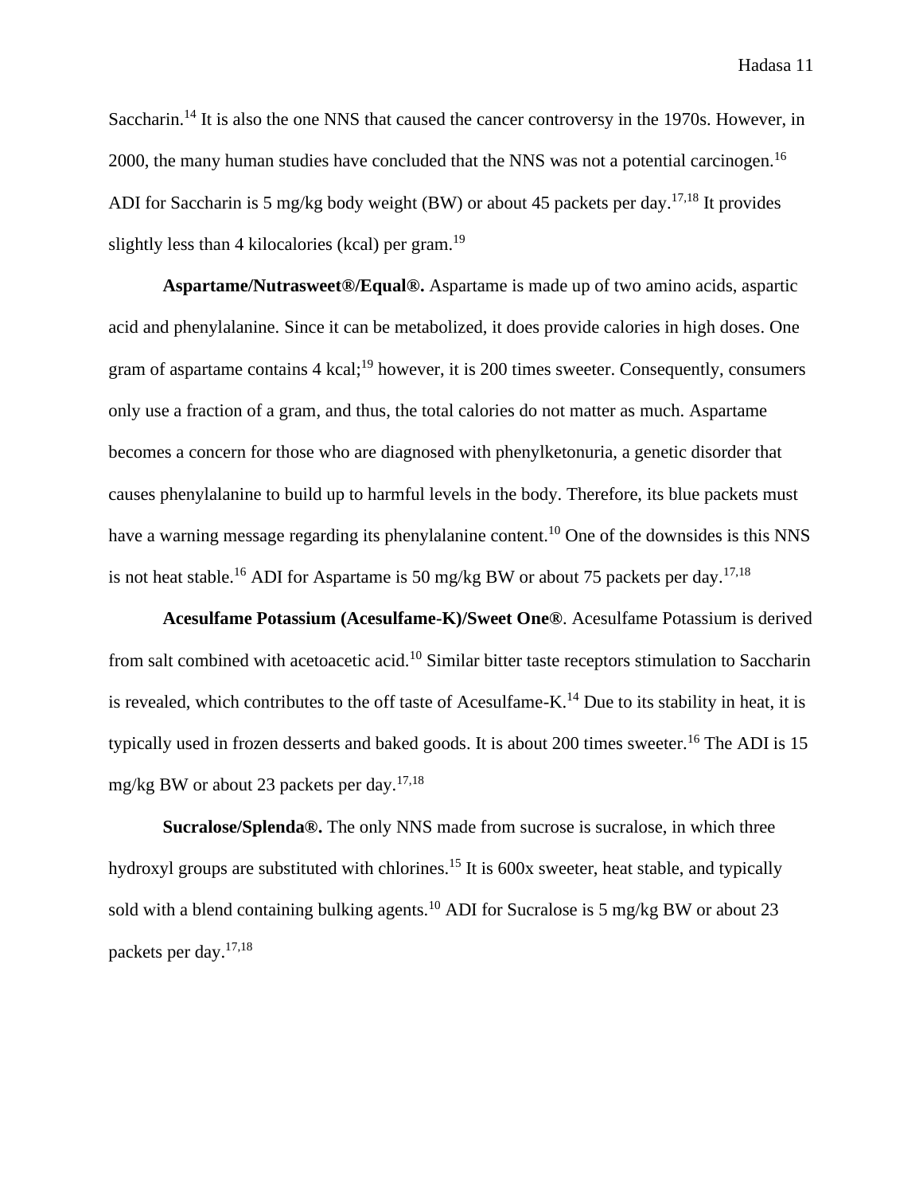Saccharin.[14] It is also the one NNS that caused the cancer controversy in the 1970s. However, in 2000, the many human studies have concluded that the NNS was not a potential carcinogen.[16] ADI for Saccharin is 5 mg/kg body weight (BW) or about 45 packets per day.[17,18] It provides slightly less than 4 kilocalories (kcal) per gram.[19]

**Aspartame/Nutrasweet®/Equal®.** Aspartame is made up of two amino acids, aspartic acid and phenylalanine. Since it can be metabolized, it does provide calories in high doses. One gram of aspartame contains 4 kcal;[19] however, it is 200 times sweeter. Consequently, consumers only use a fraction of a gram, and thus, the total calories do not matter as much. Aspartame becomes a concern for those who are diagnosed with phenylketonuria, a genetic disorder that causes phenylalanine to build up to harmful levels in the body. Therefore, its blue packets must have a warning message regarding its phenylalanine content.[10] One of the downsides is this NNS is not heat stable.[16] ADI for Aspartame is 50 mg/kg BW or about 75 packets per day.[17,18]

**Acesulfame Potassium (Acesulfame-K)/Sweet One®**. Acesulfame Potassium is derived from salt combined with acetoacetic acid.[10] Similar bitter taste receptors stimulation to Saccharin is revealed, which contributes to the off taste of Acesulfame-K.[14] Due to its stability in heat, it is typically used in frozen desserts and baked goods. It is about 200 times sweeter.[16] The ADI is 15 mg/kg BW or about 23 packets per day.[17,18]

**Sucralose/Splenda®.** The only NNS made from sucrose is sucralose, in which three hydroxyl groups are substituted with chlorines.[15] It is 600x sweeter, heat stable, and typically sold with a blend containing bulking agents.[10] ADI for Sucralose is 5 mg/kg BW or about 23 packets per day.[17,18]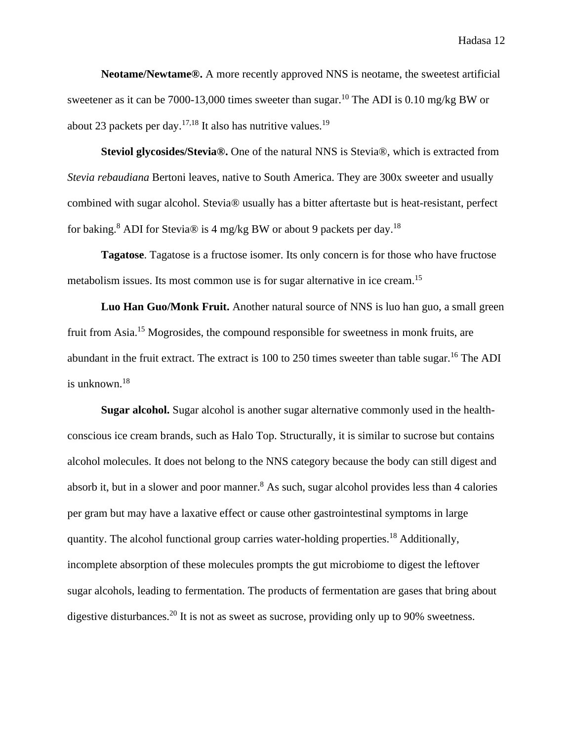**Neotame/Newtame®.** A more recently approved NNS is neotame, the sweetest artificial sweetener as it can be 7000-13,000 times sweeter than sugar.[10] The ADI is 0.10 mg/kg BW or about 23 packets per day.[17,18] It also has nutritive values.[19]

**Steviol glycosides/Stevia®.** One of the natural NNS is Stevia®, which is extracted from *Stevia rebaudiana* Bertoni leaves, native to South America. They are 300x sweeter and usually combined with sugar alcohol. Stevia® usually has a bitter aftertaste but is heat-resistant, perfect for baking.[8] ADI for Stevia® is 4 mg/kg BW or about 9 packets per day.[18]

**Tagatose**. Tagatose is a fructose isomer. Its only concern is for those who have fructose metabolism issues. Its most common use is for sugar alternative in ice cream.[15]

**Luo Han Guo/Monk Fruit.** Another natural source of NNS is luo han guo, a small green fruit from Asia.[15] Mogrosides, the compound responsible for sweetness in monk fruits, are abundant in the fruit extract. The extract is 100 to 250 times sweeter than table sugar.[16] The ADI is unknown.[18]

**Sugar alcohol.** Sugar alcohol is another sugar alternative commonly used in the health-conscious ice cream brands, such as Halo Top. Structurally, it is similar to sucrose but contains alcohol molecules. It does not belong to the NNS category because the body can still digest and absorb it, but in a slower and poor manner.[8] As such, sugar alcohol provides less than 4 calories per gram but may have a laxative effect or cause other gastrointestinal symptoms in large quantity. The alcohol functional group carries water-holding properties.[18] Additionally, incomplete absorption of these molecules prompts the gut microbiome to digest the leftover sugar alcohols, leading to fermentation. The products of fermentation are gases that bring about digestive disturbances.[20] It is not as sweet as sucrose, providing only up to 90% sweetness.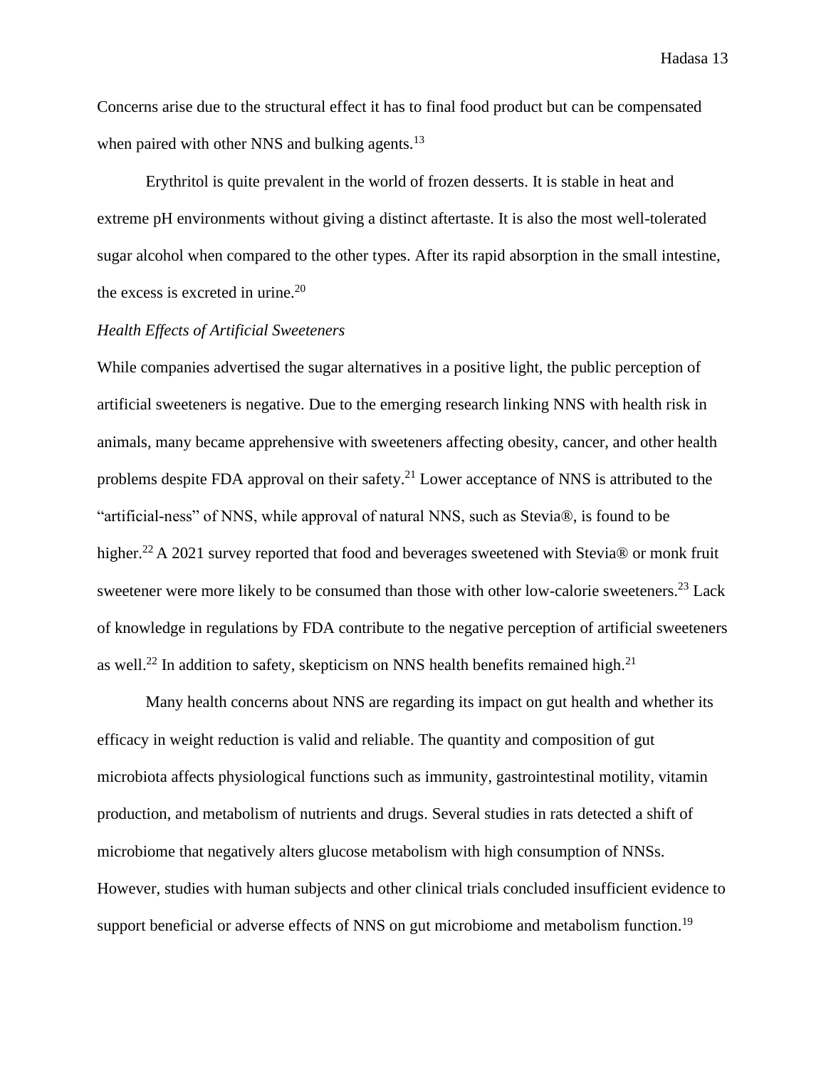Concerns arise due to the structural effect it has to final food product but can be compensated when paired with other NNS and bulking agents.[13]

Erythritol is quite prevalent in the world of frozen desserts. It is stable in heat and extreme pH environments without giving a distinct aftertaste. It is also the most well-tolerated sugar alcohol when compared to the other types. After its rapid absorption in the small intestine, the excess is excreted in urine.[20]

*Health Effects of Artificial Sweeteners*

While companies advertised the sugar alternatives in a positive light, the public perception of artificial sweeteners is negative. Due to the emerging research linking NNS with health risk in animals, many became apprehensive with sweeteners affecting obesity, cancer, and other health problems despite FDA approval on their safety.[21] Lower acceptance of NNS is attributed to the "artificial-ness" of NNS, while approval of natural NNS, such as Stevia®, is found to be higher.[22] A 2021 survey reported that food and beverages sweetened with Stevia® or monk fruit sweetener were more likely to be consumed than those with other low-calorie sweeteners.[23] Lack of knowledge in regulations by FDA contribute to the negative perception of artificial sweeteners as well.[22] In addition to safety, skepticism on NNS health benefits remained high.[21]

Many health concerns about NNS are regarding its impact on gut health and whether its efficacy in weight reduction is valid and reliable. The quantity and composition of gut microbiota affects physiological functions such as immunity, gastrointestinal motility, vitamin production, and metabolism of nutrients and drugs. Several studies in rats detected a shift of microbiome that negatively alters glucose metabolism with high consumption of NNSs. However, studies with human subjects and other clinical trials concluded insufficient evidence to support beneficial or adverse effects of NNS on gut microbiome and metabolism function.[19]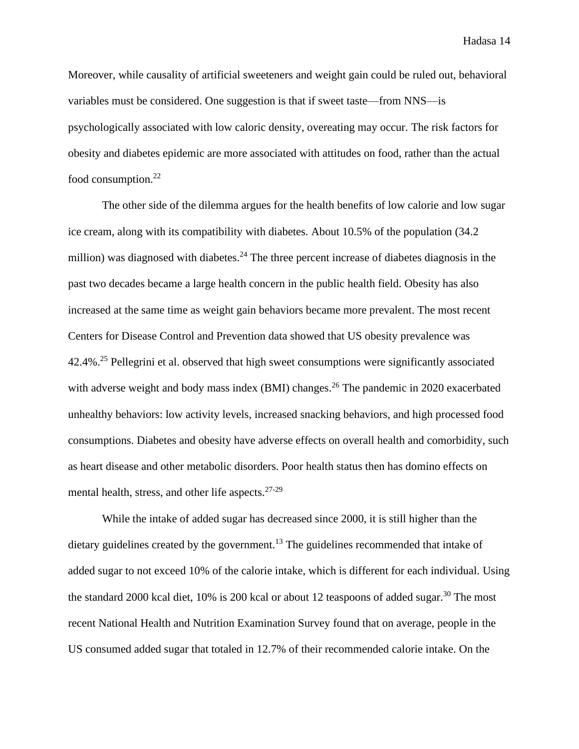Moreover, while causality of artificial sweeteners and weight gain could be ruled out, behavioral variables must be considered. One suggestion is that if sweet taste—from NNS—is psychologically associated with low caloric density, overeating may occur. The risk factors for obesity and diabetes epidemic are more associated with attitudes on food, rather than the actual food consumption.[22]

The other side of the dilemma argues for the health benefits of low calorie and low sugar ice cream, along with its compatibility with diabetes. About 10.5% of the population (34.2 million) was diagnosed with diabetes.[24] The three percent increase of diabetes diagnosis in the past two decades became a large health concern in the public health field. Obesity has also increased at the same time as weight gain behaviors became more prevalent. The most recent Centers for Disease Control and Prevention data showed that US obesity prevalence was 42.4%.[25] Pellegrini et al. observed that high sweet consumptions were significantly associated with adverse weight and body mass index (BMI) changes.[26] The pandemic in 2020 exacerbated unhealthy behaviors: low activity levels, increased snacking behaviors, and high processed food consumptions. Diabetes and obesity have adverse effects on overall health and comorbidity, such as heart disease and other metabolic disorders. Poor health status then has domino effects on mental health, stress, and other life aspects.[27-29]

While the intake of added sugar has decreased since 2000, it is still higher than the dietary guidelines created by the government.[13] The guidelines recommended that intake of added sugar to not exceed 10% of the calorie intake, which is different for each individual. Using the standard 2000 kcal diet, 10% is 200 kcal or about 12 teaspoons of added sugar.[30] The most recent National Health and Nutrition Examination Survey found that on average, people in the US consumed added sugar that totaled in 12.7% of their recommended calorie intake. On the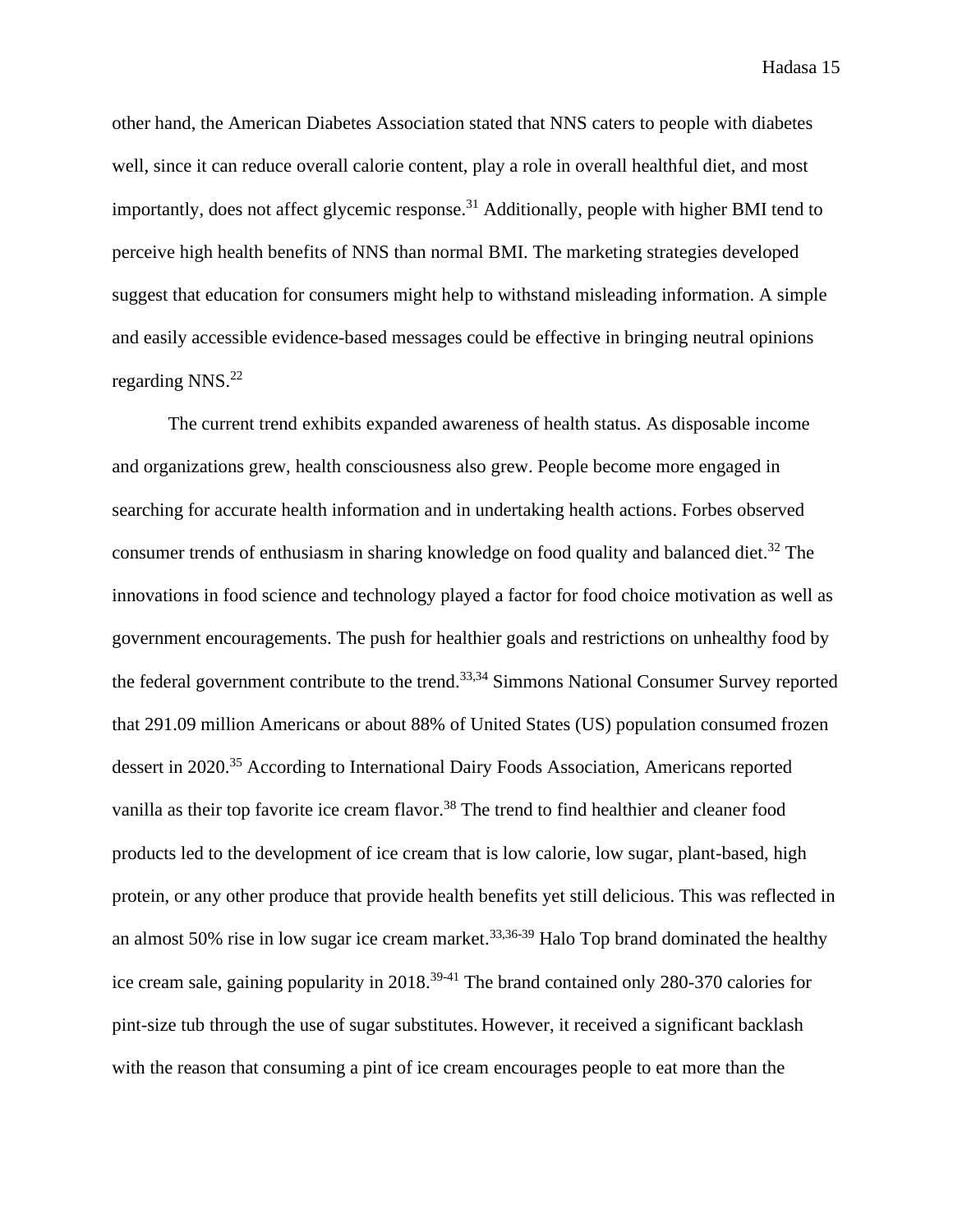other hand, the American Diabetes Association stated that NNS caters to people with diabetes well, since it can reduce overall calorie content, play a role in overall healthful diet, and most importantly, does not affect glycemic response.[31] Additionally, people with higher BMI tend to perceive high health benefits of NNS than normal BMI. The marketing strategies developed suggest that education for consumers might help to withstand misleading information. A simple and easily accessible evidence-based messages could be effective in bringing neutral opinions regarding NNS.[22]

The current trend exhibits expanded awareness of health status. As disposable income and organizations grew, health consciousness also grew. People become more engaged in searching for accurate health information and in undertaking health actions. Forbes observed consumer trends of enthusiasm in sharing knowledge on food quality and balanced diet.[32] The innovations in food science and technology played a factor for food choice motivation as well as government encouragements. The push for healthier goals and restrictions on unhealthy food by the federal government contribute to the trend.[33,34] Simmons National Consumer Survey reported that 291.09 million Americans or about 88% of United States (US) population consumed frozen dessert in 2020.[35] According to International Dairy Foods Association, Americans reported vanilla as their top favorite ice cream flavor.[38] The trend to find healthier and cleaner food products led to the development of ice cream that is low calorie, low sugar, plant-based, high protein, or any other produce that provide health benefits yet still delicious. This was reflected in an almost 50% rise in low sugar ice cream market.[33,36-39] Halo Top brand dominated the healthy ice cream sale, gaining popularity in 2018.[39-41] The brand contained only 280-370 calories for pint-size tub through the use of sugar substitutes. However, it received a significant backlash with the reason that consuming a pint of ice cream encourages people to eat more than the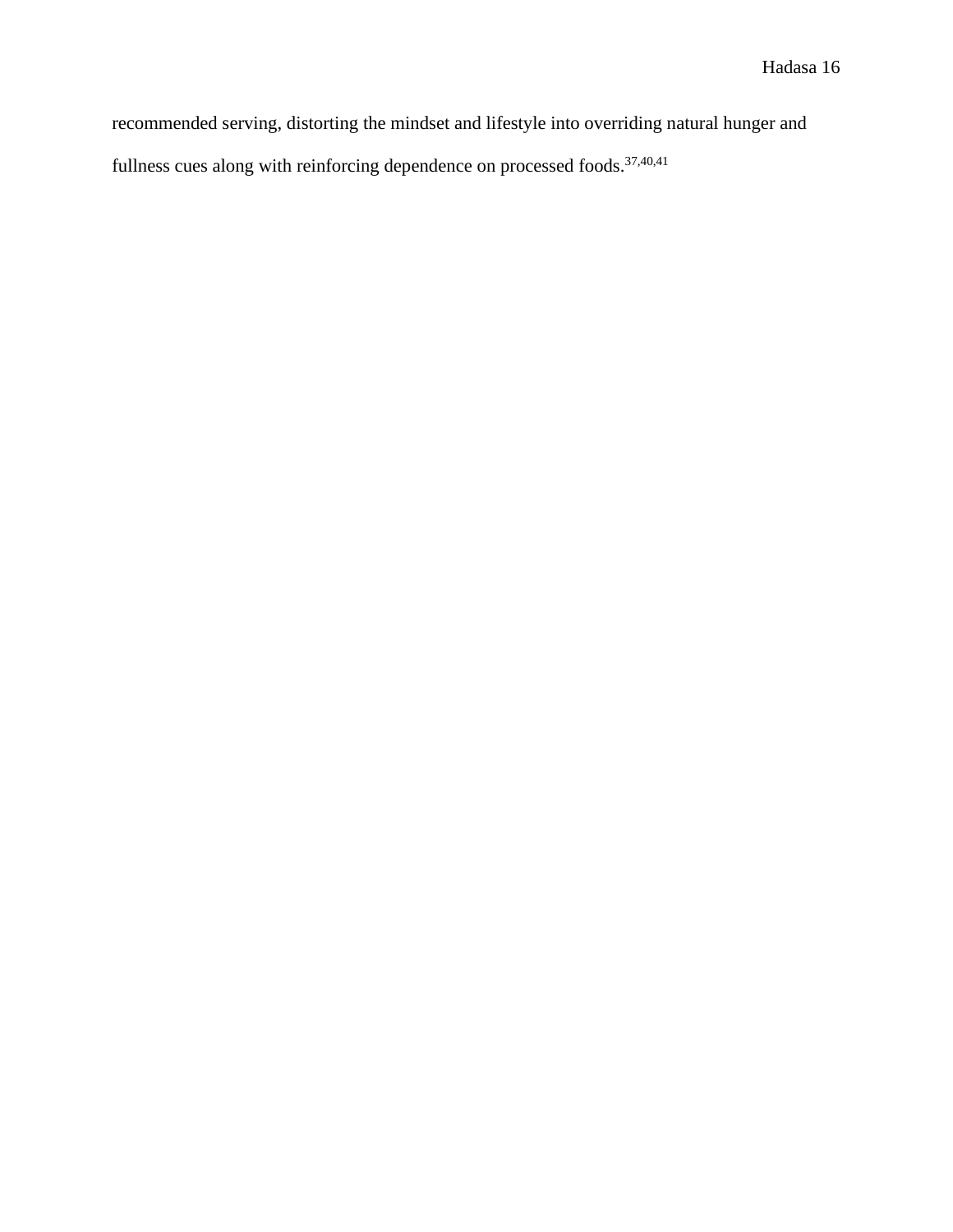recommended serving, distorting the mindset and lifestyle into overriding natural hunger and fullness cues along with reinforcing dependence on processed foods.[37,40,41]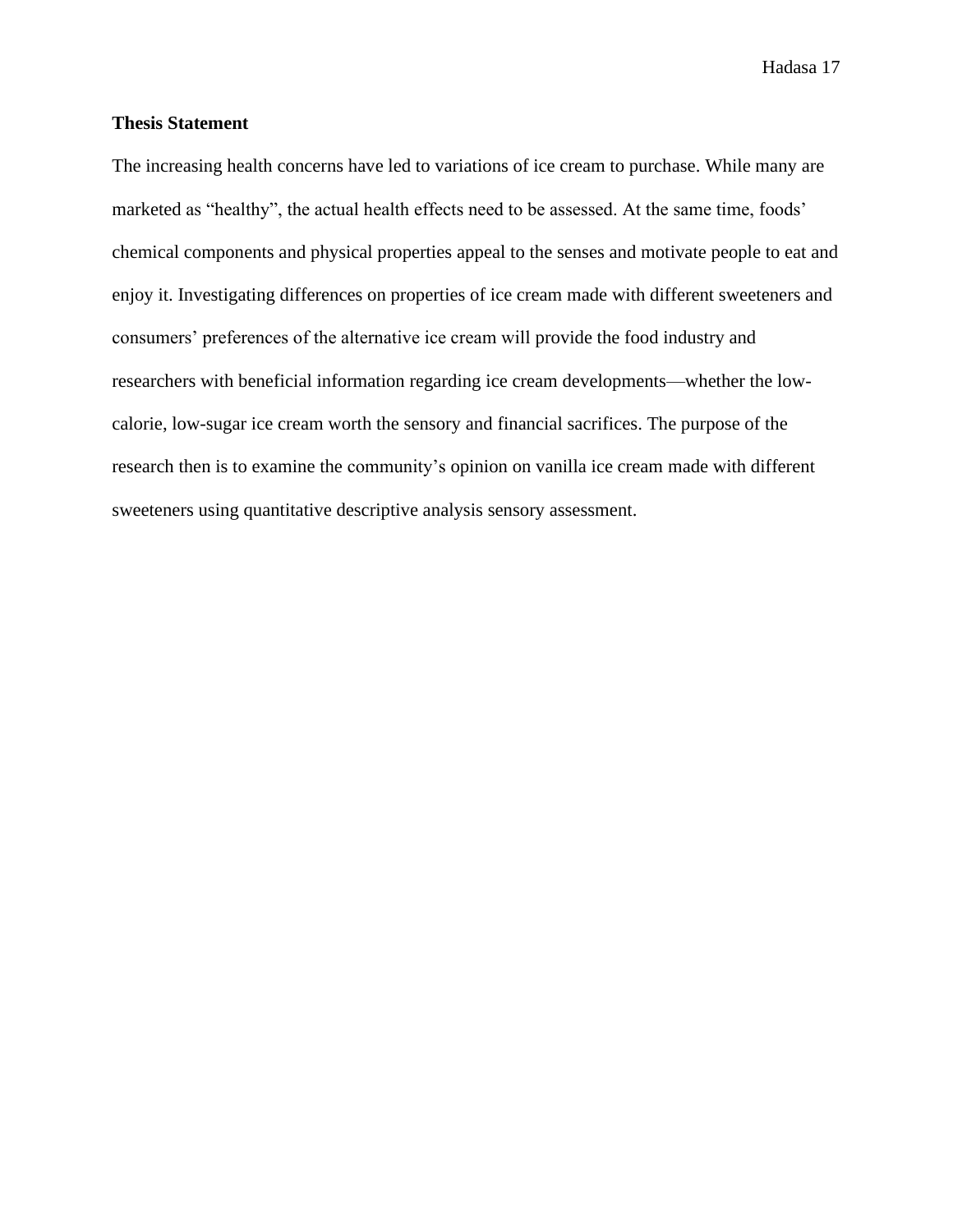**Thesis Statement**

The increasing health concerns have led to variations of ice cream to purchase. While many are marketed as "healthy", the actual health effects need to be assessed. At the same time, foods' chemical components and physical properties appeal to the senses and motivate people to eat and enjoy it. Investigating differences on properties of ice cream made with different sweeteners and consumers' preferences of the alternative ice cream will provide the food industry and researchers with beneficial information regarding ice cream developments—whether the low-calorie, low-sugar ice cream worth the sensory and financial sacrifices. The purpose of the research then is to examine the community's opinion on vanilla ice cream made with different sweeteners using quantitative descriptive analysis sensory assessment.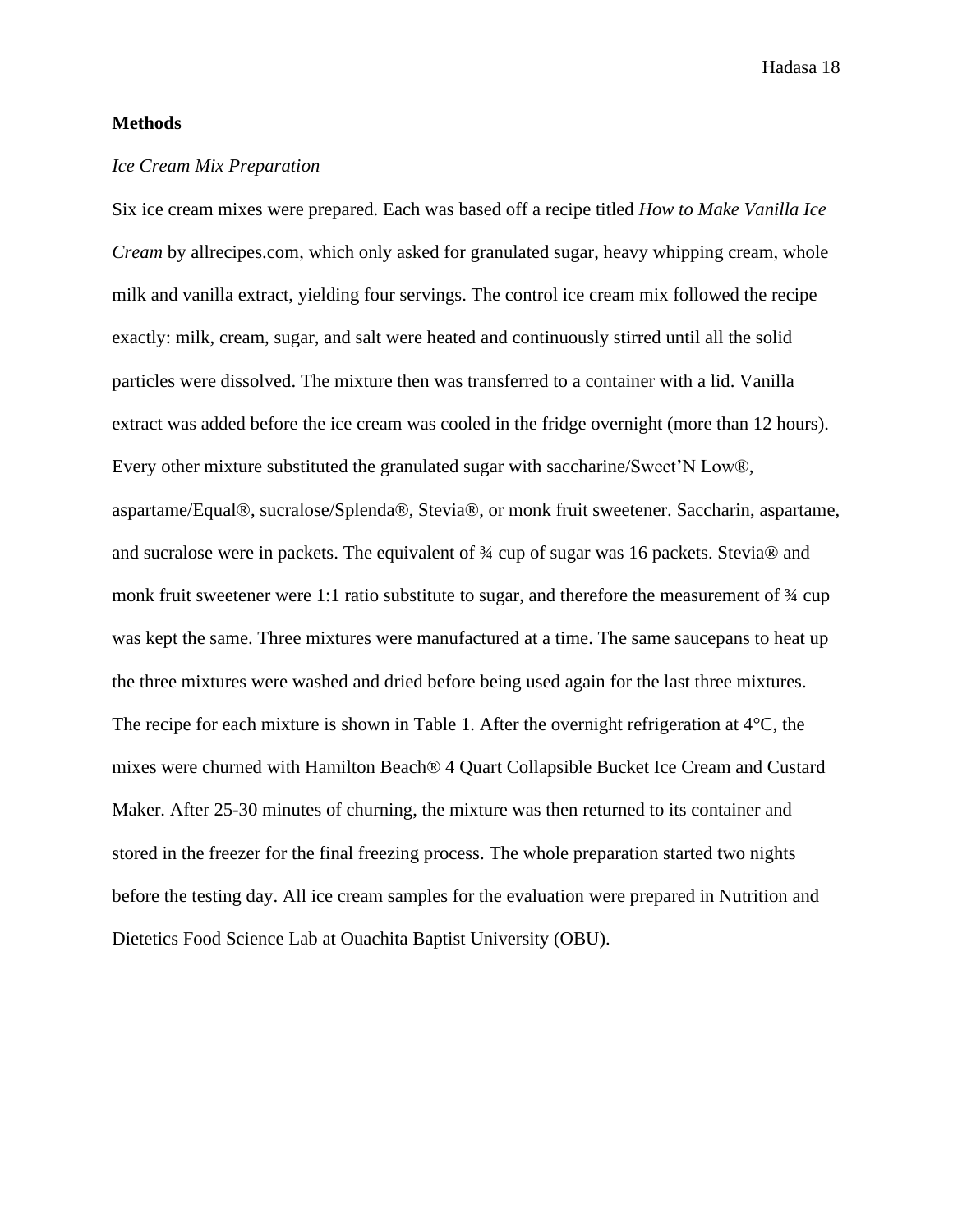**Methods**

*Ice Cream Mix Preparation*

Six ice cream mixes were prepared. Each was based off a recipe titled *How to Make Vanilla Ice Cream* by allrecipes.com, which only asked for granulated sugar, heavy whipping cream, whole milk and vanilla extract, yielding four servings. The control ice cream mix followed the recipe exactly: milk, cream, sugar, and salt were heated and continuously stirred until all the solid particles were dissolved. The mixture then was transferred to a container with a lid. Vanilla extract was added before the ice cream was cooled in the fridge overnight (more than 12 hours). Every other mixture substituted the granulated sugar with saccharine/Sweet'N Low®, aspartame/Equal®, sucralose/Splenda®, Stevia®, or monk fruit sweetener. Saccharin, aspartame, and sucralose were in packets. The equivalent of ¾ cup of sugar was 16 packets. Stevia® and monk fruit sweetener were 1:1 ratio substitute to sugar, and therefore the measurement of ¾ cup was kept the same. Three mixtures were manufactured at a time. The same saucepans to heat up the three mixtures were washed and dried before being used again for the last three mixtures. The recipe for each mixture is shown in Table 1. After the overnight refrigeration at 4°C, the mixes were churned with Hamilton Beach® 4 Quart Collapsible Bucket Ice Cream and Custard Maker. After 25-30 minutes of churning, the mixture was then returned to its container and stored in the freezer for the final freezing process. The whole preparation started two nights before the testing day. All ice cream samples for the evaluation were prepared in Nutrition and Dietetics Food Science Lab at Ouachita Baptist University (OBU).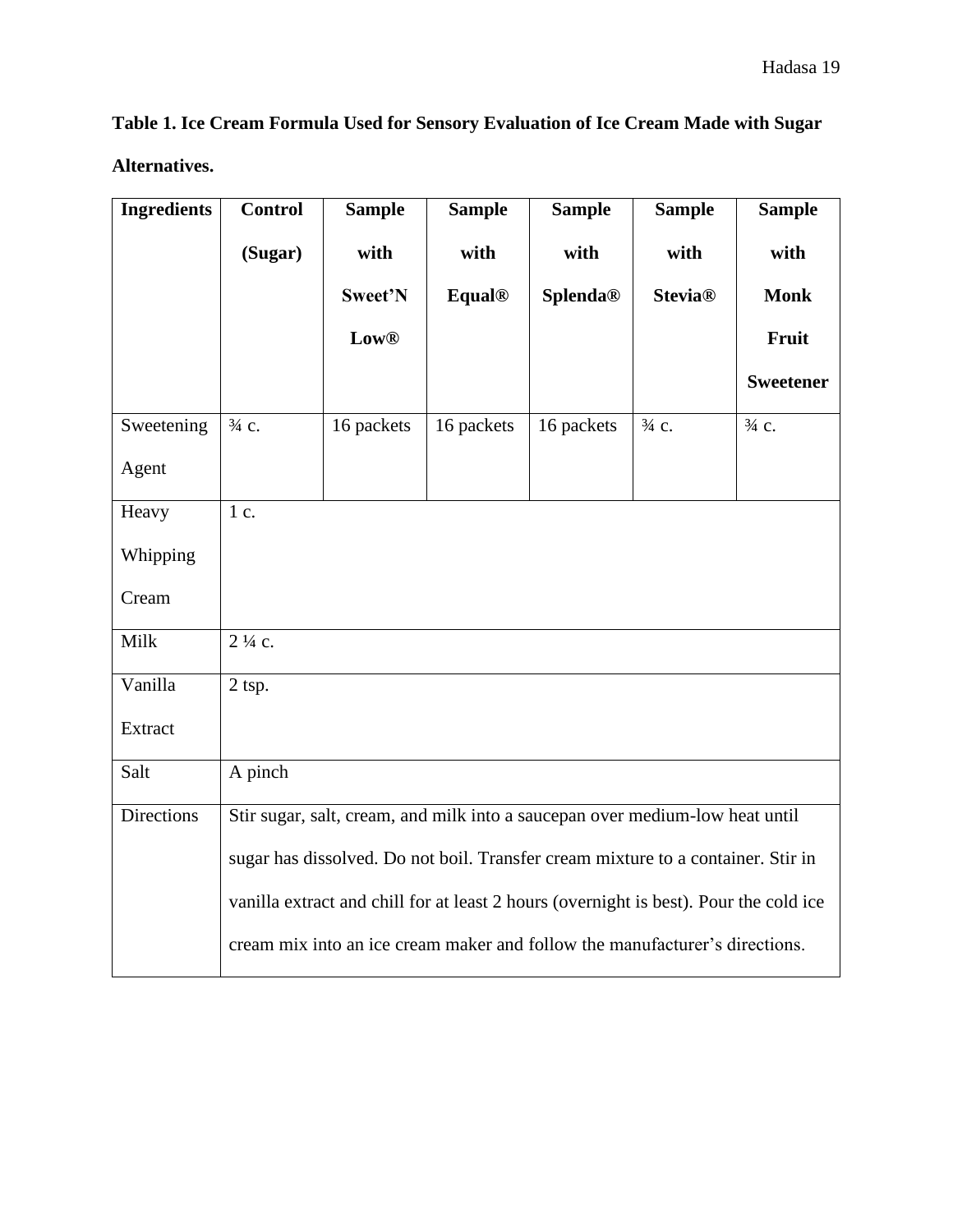**Table 1. Ice Cream Formula Used for Sensory Evaluation of Ice Cream Made with Sugar Alternatives.**

| Ingredients | Control (Sugar) | Sample with Sweet'N Low® | Sample with Equal® | Sample with Splenda® | Sample with Stevia® | Sample with Monk Fruit Sweetener |
|---|---|---|---|---|---|---|
| Sweetening Agent | ¾ c. | 16 packets | 16 packets | 16 packets | ¾ c. | ¾ c. |
| Heavy Whipping Cream | 1 c. | | | | | |
| Milk | 2 ¼ c. | | | | | |
| Vanilla Extract | 2 tsp. | | | | | |
| Salt | A pinch | | | | | |
| Directions | Stir sugar, salt, cream, and milk into a saucepan over medium-low heat until sugar has dissolved. Do not boil. Transfer cream mixture to a container. Stir in vanilla extract and chill for at least 2 hours (overnight is best). Pour the cold ice cream mix into an ice cream maker and follow the manufacturer's directions. | | | | | |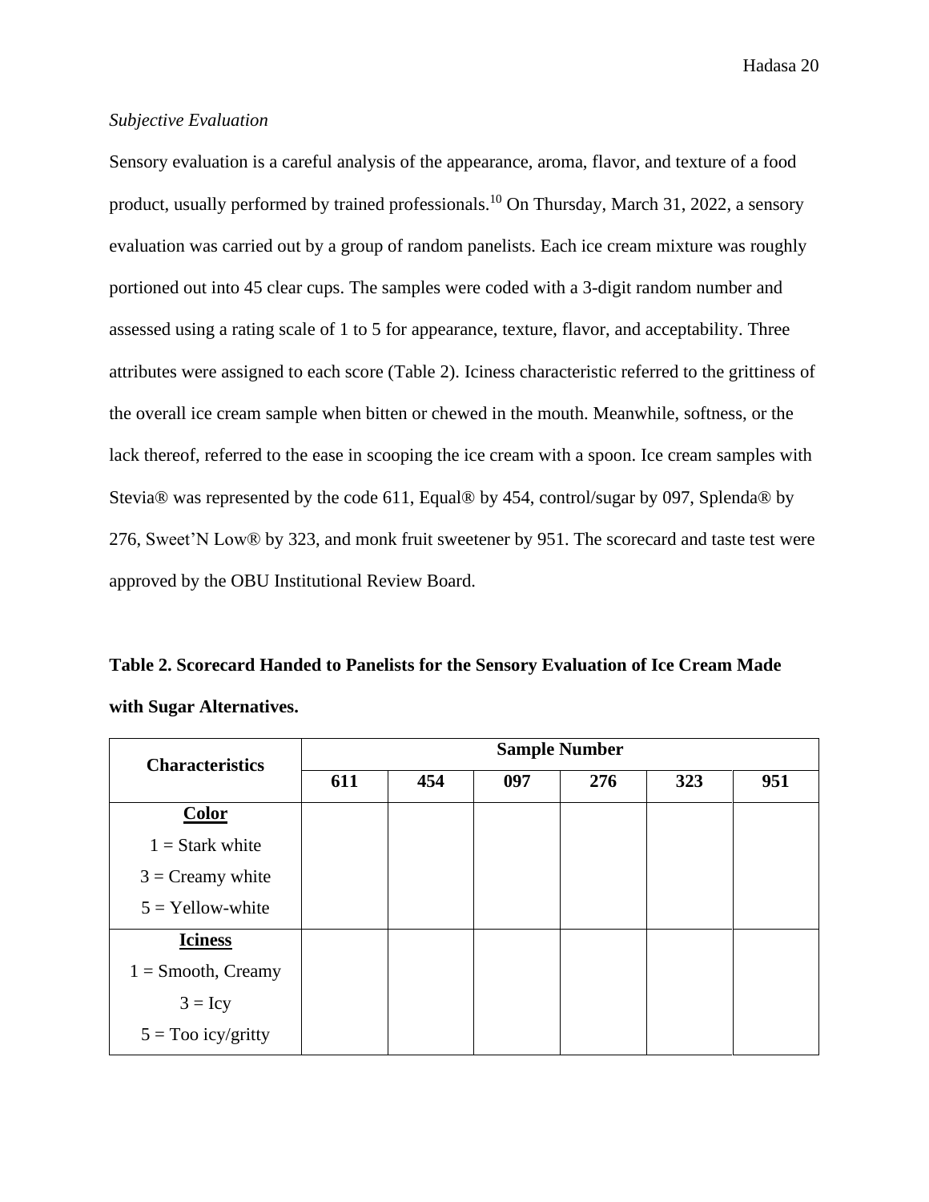*Subjective Evaluation*

Sensory evaluation is a careful analysis of the appearance, aroma, flavor, and texture of a food product, usually performed by trained professionals.[10] On Thursday, March 31, 2022, a sensory evaluation was carried out by a group of random panelists. Each ice cream mixture was roughly portioned out into 45 clear cups. The samples were coded with a 3-digit random number and assessed using a rating scale of 1 to 5 for appearance, texture, flavor, and acceptability. Three attributes were assigned to each score (Table 2). Iciness characteristic referred to the grittiness of the overall ice cream sample when bitten or chewed in the mouth. Meanwhile, softness, or the lack thereof, referred to the ease in scooping the ice cream with a spoon. Ice cream samples with Stevia® was represented by the code 611, Equal® by 454, control/sugar by 097, Splenda® by 276, Sweet'N Low® by 323, and monk fruit sweetener by 951. The scorecard and taste test were approved by the OBU Institutional Review Board.

**Table 2. Scorecard Handed to Panelists for the Sensory Evaluation of Ice Cream Made with Sugar Alternatives.**

| Characteristics | Sample Number | | | | | |
|---|---|---|---|---|---|---|
| | **611** | **454** | **097** | **276** | **323** | **951** |
| **Color**<br>1 = Stark white<br>3 = Creamy white<br>5 = Yellow-white | | | | | | |
| **Iciness**<br>1 = Smooth, Creamy<br>3 = Icy<br>5 = Too icy/gritty | | | | | | |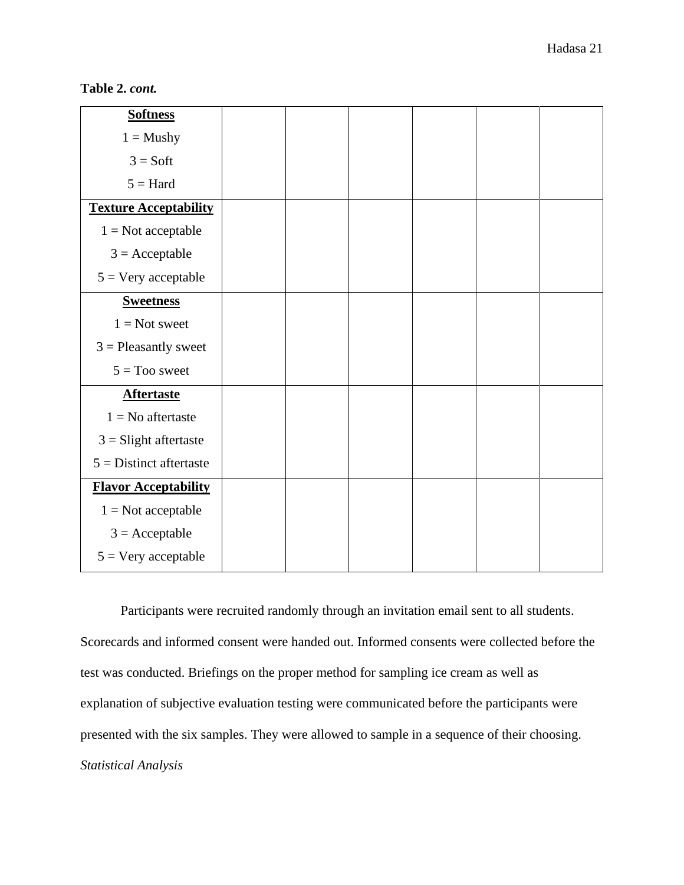**Table 2.** ***cont.***

| | | | | | | |
|---|---|---|---|---|---|---|
| **Softness**<br>1 = Mushy<br>3 = Soft<br>5 = Hard | | | | | | |
| **Texture Acceptability**<br>1 = Not acceptable<br>3 = Acceptable<br>5 = Very acceptable | | | | | | |
| **Sweetness**<br>1 = Not sweet<br>3 = Pleasantly sweet<br>5 = Too sweet | | | | | | |
| **Aftertaste**<br>1 = No aftertaste<br>3 = Slight aftertaste<br>5 = Distinct aftertaste | | | | | | |
| **Flavor Acceptability**<br>1 = Not acceptable<br>3 = Acceptable<br>5 = Very acceptable | | | | | | |

Participants were recruited randomly through an invitation email sent to all students. Scorecards and informed consent were handed out. Informed consents were collected before the test was conducted. Briefings on the proper method for sampling ice cream as well as explanation of subjective evaluation testing were communicated before the participants were presented with the six samples. They were allowed to sample in a sequence of their choosing.

*Statistical Analysis*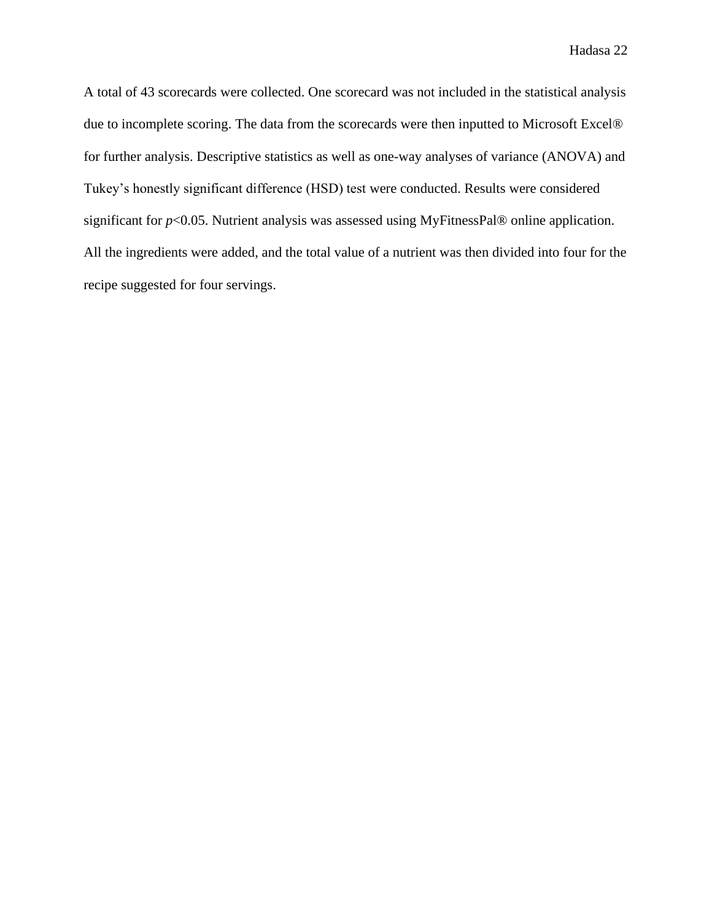A total of 43 scorecards were collected. One scorecard was not included in the statistical analysis due to incomplete scoring. The data from the scorecards were then inputted to Microsoft Excel® for further analysis. Descriptive statistics as well as one-way analyses of variance (ANOVA) and Tukey's honestly significant difference (HSD) test were conducted. Results were considered significant for $p<0.05$. Nutrient analysis was assessed using MyFitnessPal® online application. All the ingredients were added, and the total value of a nutrient was then divided into four for the recipe suggested for four servings.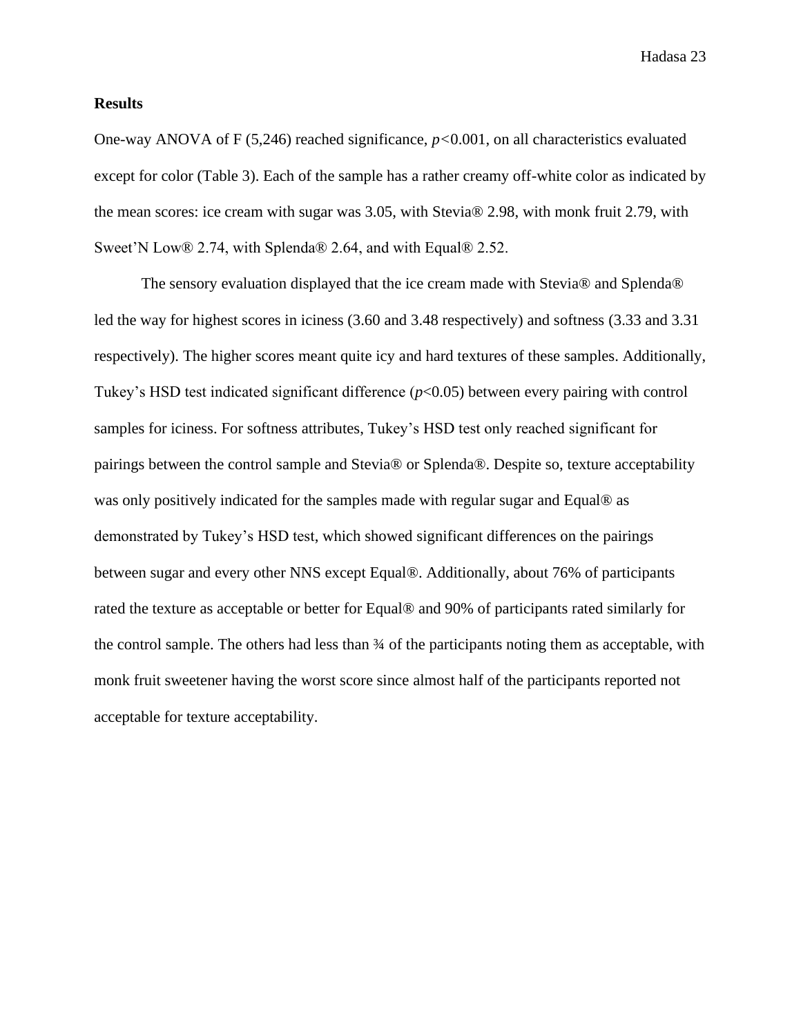## Results

One-way ANOVA of $F$ (5,246) reached significance, $p<0.001$, on all characteristics evaluated except for color (Table 3). Each of the sample has a rather creamy off-white color as indicated by the mean scores: ice cream with sugar was 3.05, with Stevia® 2.98, with monk fruit 2.79, with Sweet'N Low® 2.74, with Splenda® 2.64, and with Equal® 2.52.

The sensory evaluation displayed that the ice cream made with Stevia® and Splenda® led the way for highest scores in iciness (3.60 and 3.48 respectively) and softness (3.33 and 3.31 respectively). The higher scores meant quite icy and hard textures of these samples. Additionally, Tukey's HSD test indicated significant difference ($p<0.05$) between every pairing with control samples for iciness. For softness attributes, Tukey's HSD test only reached significant for pairings between the control sample and Stevia® or Splenda®. Despite so, texture acceptability was only positively indicated for the samples made with regular sugar and Equal® as demonstrated by Tukey's HSD test, which showed significant differences on the pairings between sugar and every other NNS except Equal®. Additionally, about 76% of participants rated the texture as acceptable or better for Equal® and 90% of participants rated similarly for the control sample. The others had less than ¾ of the participants noting them as acceptable, with monk fruit sweetener having the worst score since almost half of the participants reported not acceptable for texture acceptability.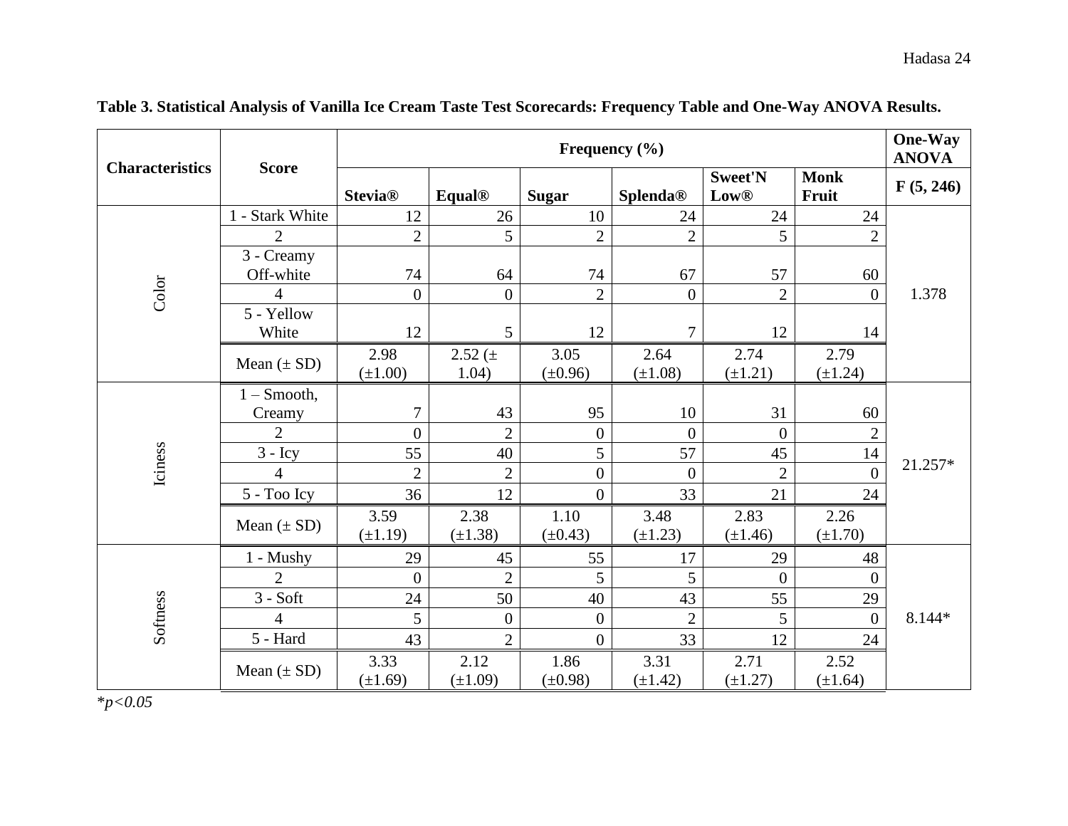**Table 3. Statistical Analysis of Vanilla Ice Cream Taste Test Scorecards: Frequency Table and One-Way ANOVA Results.**

| Characteristics | Score | Frequency (%) | | | | | | One-Way ANOVA |
|---|---|---|---|---|---|---|---|---|
| | | Stevia® | Equal® | Sugar | Splenda® | Sweet'N Low® | Monk Fruit | $F$ (5, 246) |
| Color | 1 - Stark White | 12 | 26 | 10 | 24 | 24 | 24 | 1.378 |
| | 2 | 2 | 5 | 2 | 2 | 5 | 2 | |
| | 3 - Creamy Off-white | 74 | 64 | 74 | 67 | 57 | 60 | |
| | 4 | 0 | 0 | 2 | 0 | 2 | 0 | |
| | 5 - Yellow White | 12 | 5 | 12 | 7 | 12 | 14 | |
| | Mean (± SD) | 2.98 (±1.00) | 2.52 (± 1.04) | 3.05 (±0.96) | 2.64 (±1.08) | 2.74 (±1.21) | 2.79 (±1.24) | |
| Iciness | 1 – Smooth, Creamy | 7 | 43 | 95 | 10 | 31 | 60 | 21.257* |
| | 2 | 0 | 2 | 0 | 0 | 0 | 2 | |
| | 3 - Icy | 55 | 40 | 5 | 57 | 45 | 14 | |
| | 4 | 2 | 2 | 0 | 0 | 2 | 0 | |
| | 5 - Too Icy | 36 | 12 | 0 | 33 | 21 | 24 | |
| | Mean (± SD) | 3.59 (±1.19) | 2.38 (±1.38) | 1.10 (±0.43) | 3.48 (±1.23) | 2.83 (±1.46) | 2.26 (±1.70) | |
| Softness | 1 - Mushy | 29 | 45 | 55 | 17 | 29 | 48 | 8.144* |
| | 2 | 0 | 2 | 5 | 5 | 0 | 0 | |
| | 3 - Soft | 24 | 50 | 40 | 43 | 55 | 29 | |
| | 4 | 5 | 0 | 0 | 2 | 5 | 0 | |
| | 5 - Hard | 43 | 2 | 0 | 33 | 12 | 24 | |
| | Mean (± SD) | 3.33 (±1.69) | 2.12 (±1.09) | 1.86 (±0.98) | 3.31 (±1.42) | 2.71 (±1.27) | 2.52 (±1.64) | |

*$p<0.05$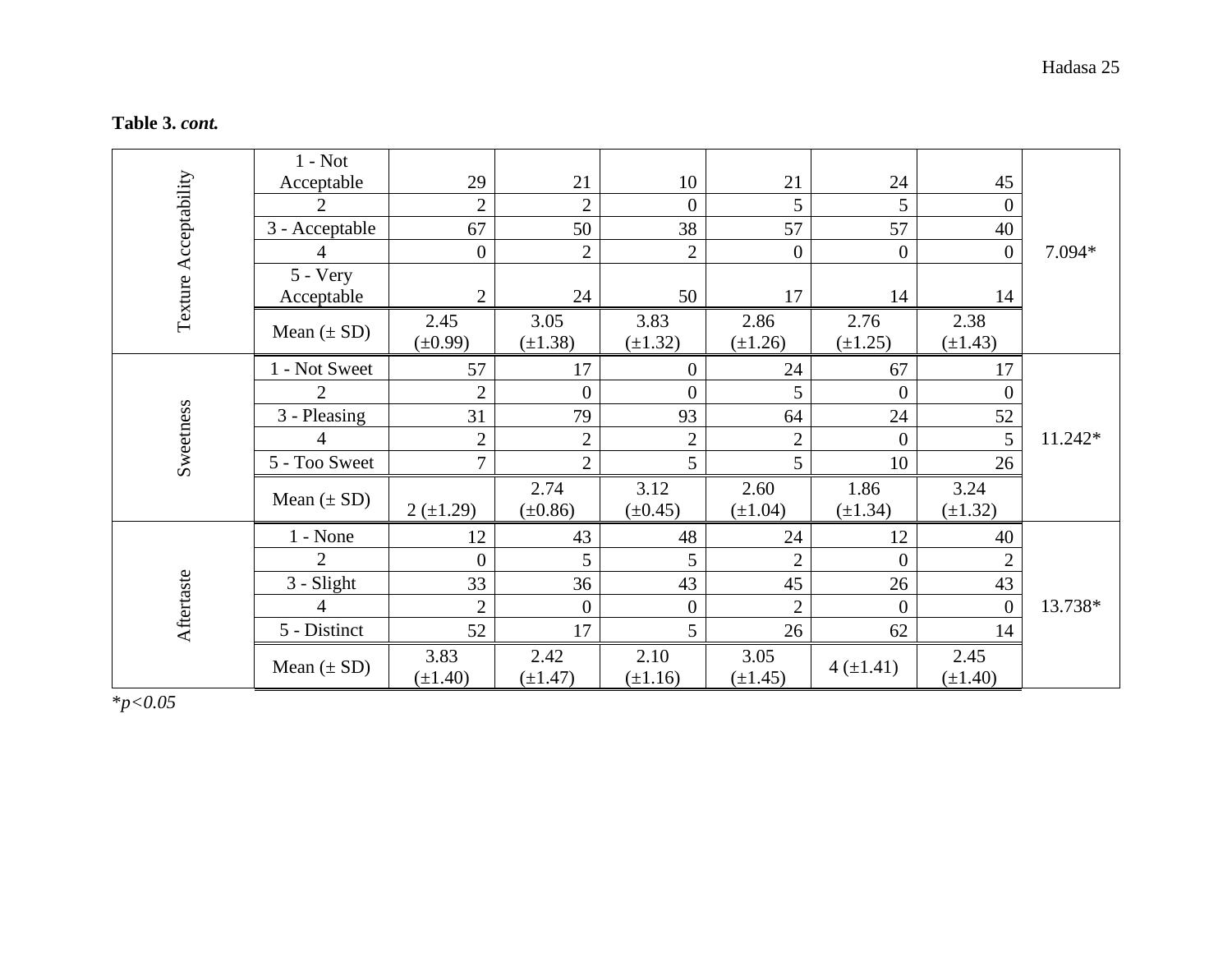**Table 3.** ***cont.***

| | | | | | | | | |
|---|---|---|---|---|---|---|---|---|
| Texture Acceptability | 1 - Not Acceptable | 29 | 21 | 10 | 21 | 24 | 45 | 7.094* |
| | 2 | 2 | 2 | 0 | 5 | 5 | 0 | |
| | 3 - Acceptable | 67 | 50 | 38 | 57 | 57 | 40 | |
| | 4 | 0 | 2 | 2 | 0 | 0 | 0 | |
| | 5 - Very Acceptable | 2 | 24 | 50 | 17 | 14 | 14 | |
| | Mean (± SD) | 2.45 (±0.99) | 3.05 (±1.38) | 3.83 (±1.32) | 2.86 (±1.26) | 2.76 (±1.25) | 2.38 (±1.43) | |
| Sweetness | 1 - Not Sweet | 57 | 17 | 0 | 24 | 67 | 17 | 11.242* |
| | 2 | 2 | 0 | 0 | 5 | 0 | 0 | |
| | 3 - Pleasing | 31 | 79 | 93 | 64 | 24 | 52 | |
| | 4 | 2 | 2 | 2 | 2 | 0 | 5 | |
| | 5 - Too Sweet | 7 | 2 | 5 | 5 | 10 | 26 | |
| | Mean (± SD) | 2 (±1.29) | 2.74 (±0.86) | 3.12 (±0.45) | 2.60 (±1.04) | 1.86 (±1.34) | 3.24 (±1.32) | |
| Aftertaste | 1 - None | 12 | 43 | 48 | 24 | 12 | 40 | 13.738* |
| | 2 | 0 | 5 | 5 | 2 | 0 | 2 | |
| | 3 - Slight | 33 | 36 | 43 | 45 | 26 | 43 | |
| | 4 | 2 | 0 | 0 | 2 | 0 | 0 | |
| | 5 - Distinct | 52 | 17 | 5 | 26 | 62 | 14 | |
| | Mean (± SD) | 3.83 (±1.40) | 2.42 (±1.47) | 2.10 (±1.16) | 3.05 (±1.45) | 4 (±1.41) | 2.45 (±1.40) | |

*$p<0.05$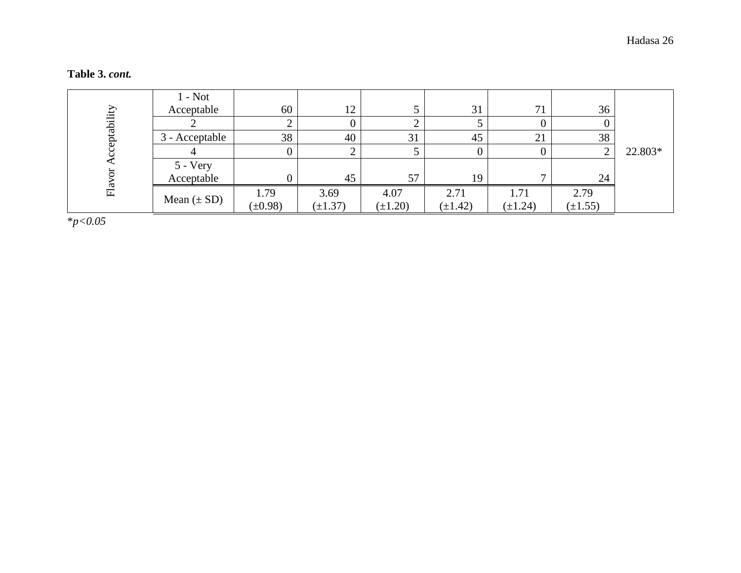**Table 3.** ***cont.***

| | | | | | | | | |
|---|---|---|---|---|---|---|---|---|
| Flavor Acceptability | 1 - Not Acceptable | 60 | 12 | 5 | 31 | 71 | 36 | 22.803* |
| | 2 | 2 | 0 | 2 | 5 | 0 | 0 | |
| | 3 - Acceptable | 38 | 40 | 31 | 45 | 21 | 38 | |
| | 4 | 0 | 2 | 5 | 0 | 0 | 2 | |
| | 5 - Very Acceptable | 0 | 45 | 57 | 19 | 7 | 24 | |
| | Mean (± SD) | 1.79 (±0.98) | 3.69 (±1.37) | 4.07 (±1.20) | 2.71 (±1.42) | 1.71 (±1.24) | 2.79 (±1.55) | |

*$p<0.05$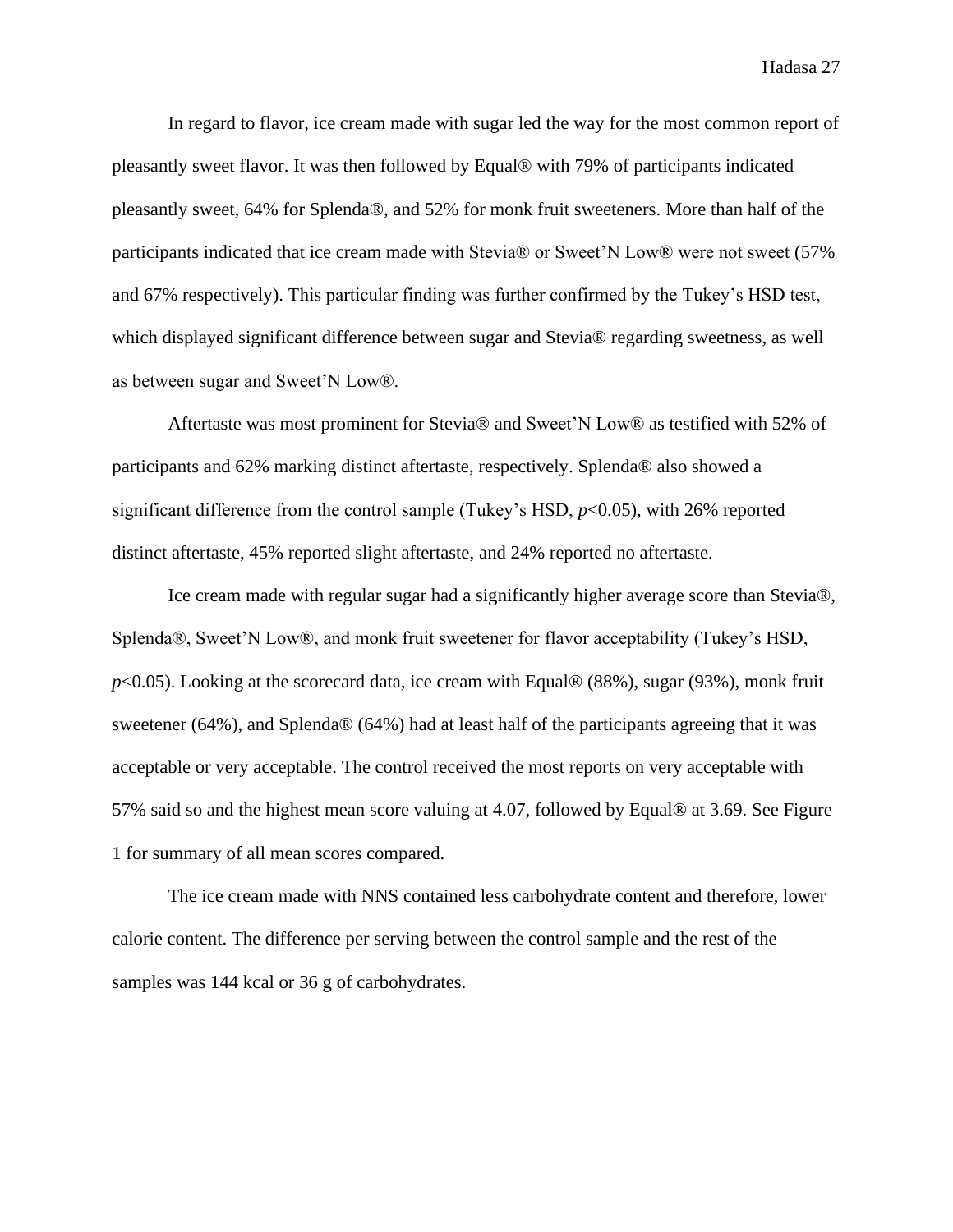In regard to flavor, ice cream made with sugar led the way for the most common report of pleasantly sweet flavor. It was then followed by Equal® with 79% of participants indicated pleasantly sweet, 64% for Splenda®, and 52% for monk fruit sweeteners. More than half of the participants indicated that ice cream made with Stevia® or Sweet'N Low® were not sweet (57% and 67% respectively). This particular finding was further confirmed by the Tukey's HSD test, which displayed significant difference between sugar and Stevia® regarding sweetness, as well as between sugar and Sweet'N Low®.

Aftertaste was most prominent for Stevia® and Sweet'N Low® as testified with 52% of participants and 62% marking distinct aftertaste, respectively. Splenda® also showed a significant difference from the control sample (Tukey's HSD, $p<0.05$), with 26% reported distinct aftertaste, 45% reported slight aftertaste, and 24% reported no aftertaste.

Ice cream made with regular sugar had a significantly higher average score than Stevia®, Splenda®, Sweet'N Low®, and monk fruit sweetener for flavor acceptability (Tukey's HSD, $p<0.05$). Looking at the scorecard data, ice cream with Equal® (88%), sugar (93%), monk fruit sweetener (64%), and Splenda® (64%) had at least half of the participants agreeing that it was acceptable or very acceptable. The control received the most reports on very acceptable with 57% said so and the highest mean score valuing at 4.07, followed by Equal® at 3.69. See Figure 1 for summary of all mean scores compared.

The ice cream made with NNS contained less carbohydrate content and therefore, lower calorie content. The difference per serving between the control sample and the rest of the samples was 144 kcal or 36 g of carbohydrates.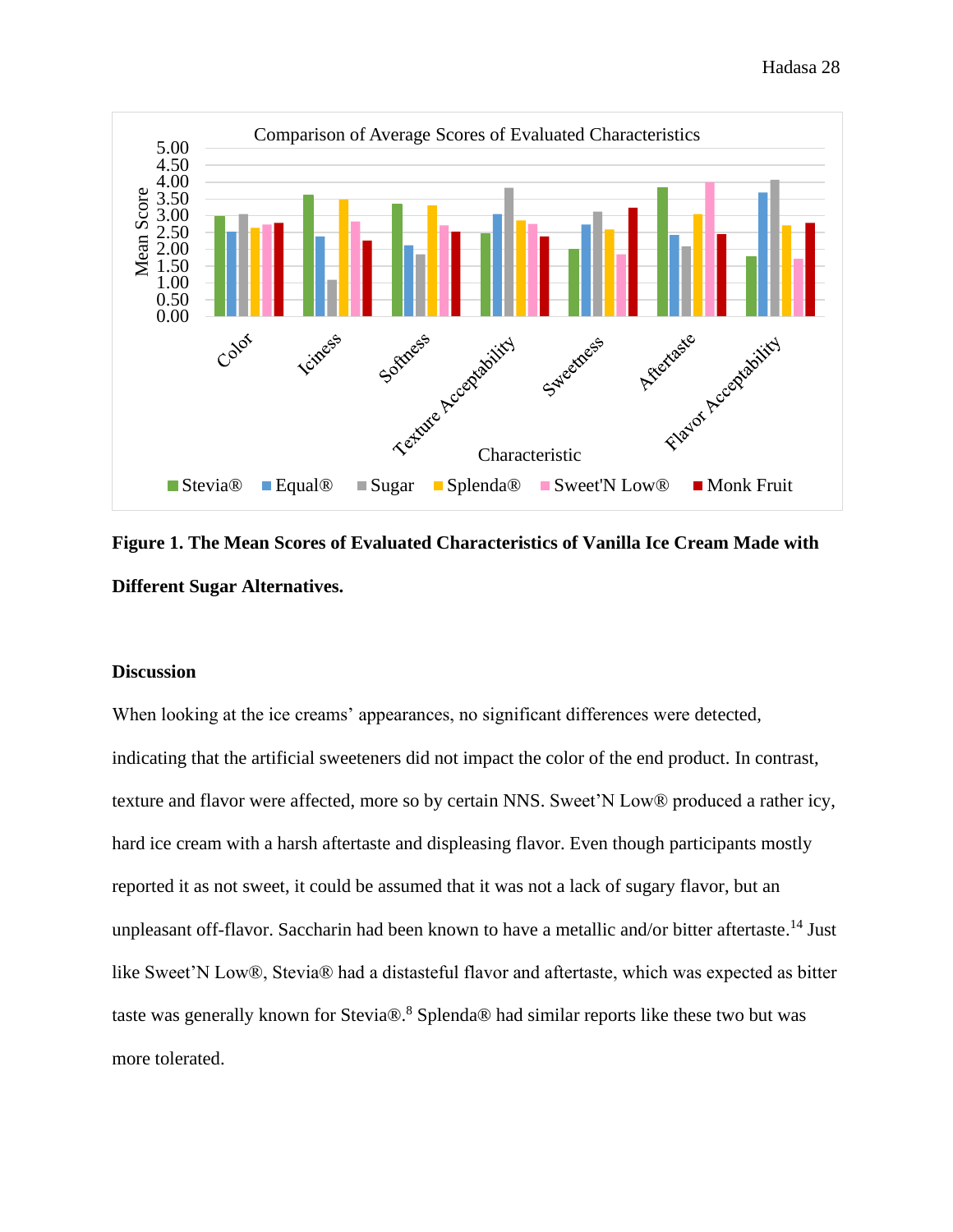**Figure 1. The Mean Scores of Evaluated Characteristics of Vanilla Ice Cream Made with Different Sugar Alternatives.**

## Discussion

When looking at the ice creams' appearances, no significant differences were detected, indicating that the artificial sweeteners did not impact the color of the end product. In contrast, texture and flavor were affected, more so by certain NNS. Sweet'N Low® produced a rather icy, hard ice cream with a harsh aftertaste and displeasing flavor. Even though participants mostly reported it as not sweet, it could be assumed that it was not a lack of sugary flavor, but an unpleasant off-flavor. Saccharin had been known to have a metallic and/or bitter aftertaste.[14] Just like Sweet'N Low®, Stevia® had a distasteful flavor and aftertaste, which was expected as bitter taste was generally known for Stevia®.[8] Splenda® had similar reports like these two but was more tolerated.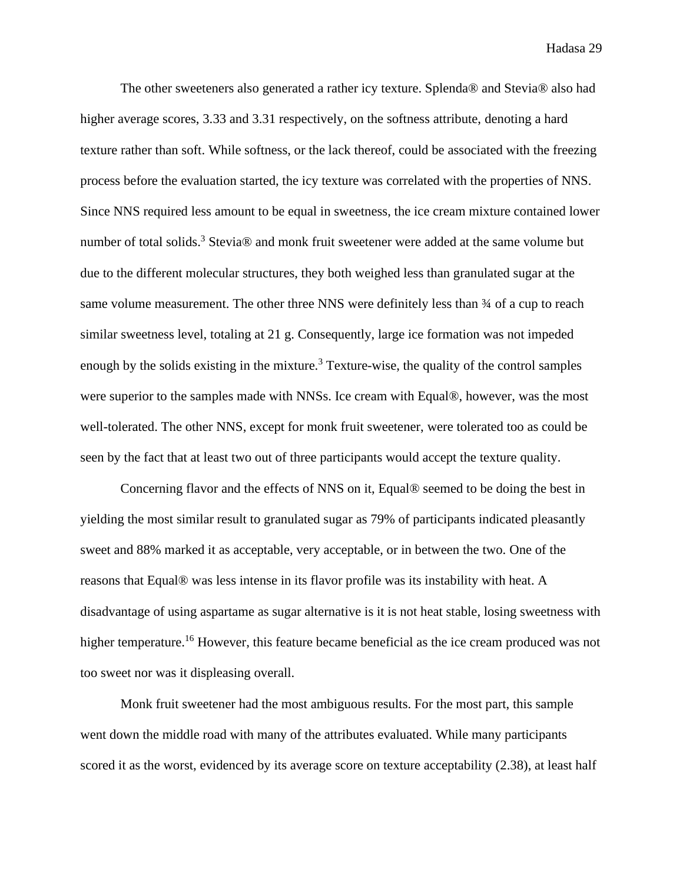The other sweeteners also generated a rather icy texture. Splenda® and Stevia® also had higher average scores, 3.33 and 3.31 respectively, on the softness attribute, denoting a hard texture rather than soft. While softness, or the lack thereof, could be associated with the freezing process before the evaluation started, the icy texture was correlated with the properties of NNS. Since NNS required less amount to be equal in sweetness, the ice cream mixture contained lower number of total solids.[3] Stevia® and monk fruit sweetener were added at the same volume but due to the different molecular structures, they both weighed less than granulated sugar at the same volume measurement. The other three NNS were definitely less than ¾ of a cup to reach similar sweetness level, totaling at 21 g. Consequently, large ice formation was not impeded enough by the solids existing in the mixture.[3] Texture-wise, the quality of the control samples were superior to the samples made with NNSs. Ice cream with Equal®, however, was the most well-tolerated. The other NNS, except for monk fruit sweetener, were tolerated too as could be seen by the fact that at least two out of three participants would accept the texture quality.

Concerning flavor and the effects of NNS on it, Equal® seemed to be doing the best in yielding the most similar result to granulated sugar as 79% of participants indicated pleasantly sweet and 88% marked it as acceptable, very acceptable, or in between the two. One of the reasons that Equal® was less intense in its flavor profile was its instability with heat. A disadvantage of using aspartame as sugar alternative is it is not heat stable, losing sweetness with higher temperature.[16] However, this feature became beneficial as the ice cream produced was not too sweet nor was it displeasing overall.

Monk fruit sweetener had the most ambiguous results. For the most part, this sample went down the middle road with many of the attributes evaluated. While many participants scored it as the worst, evidenced by its average score on texture acceptability (2.38), at least half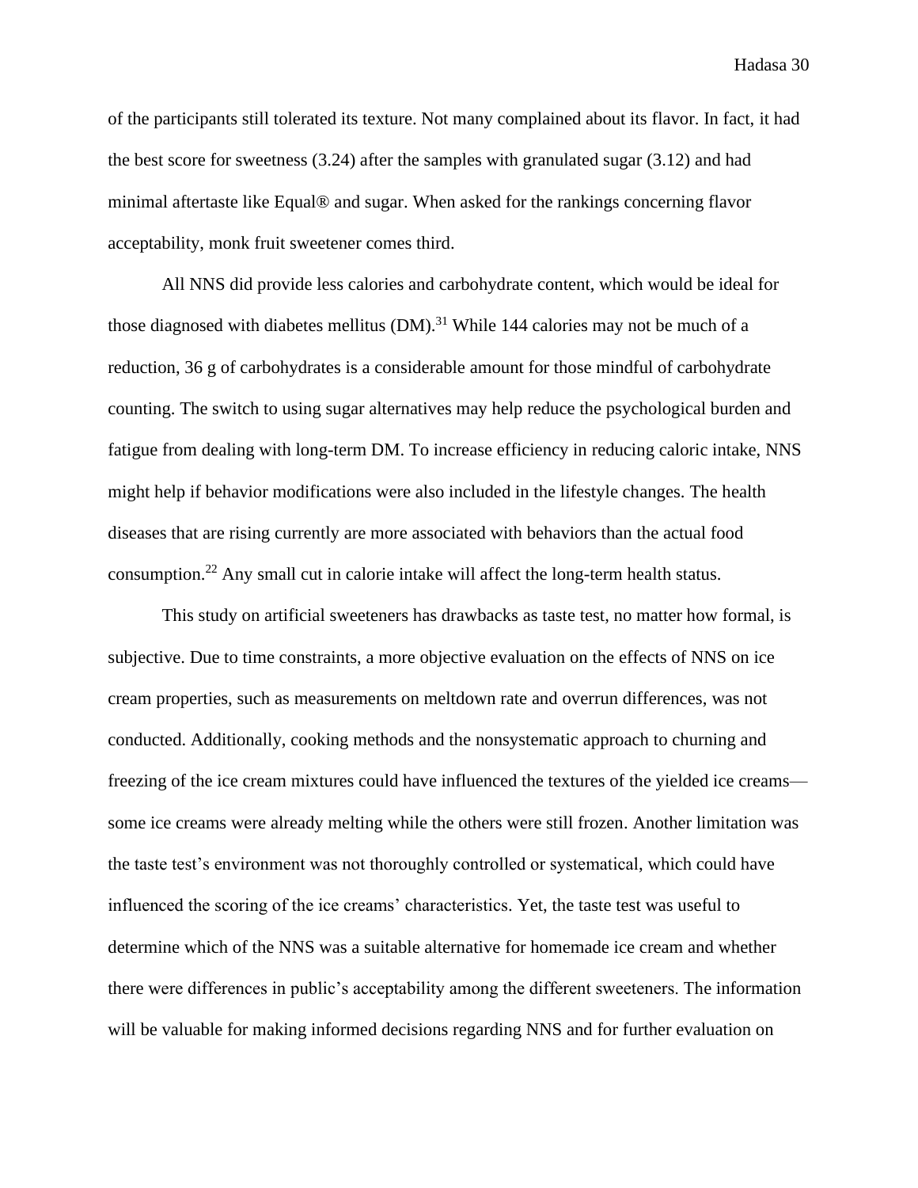of the participants still tolerated its texture. Not many complained about its flavor. In fact, it had the best score for sweetness (3.24) after the samples with granulated sugar (3.12) and had minimal aftertaste like Equal® and sugar. When asked for the rankings concerning flavor acceptability, monk fruit sweetener comes third.

All NNS did provide less calories and carbohydrate content, which would be ideal for those diagnosed with diabetes mellitus (DM).[31] While 144 calories may not be much of a reduction, 36 g of carbohydrates is a considerable amount for those mindful of carbohydrate counting. The switch to using sugar alternatives may help reduce the psychological burden and fatigue from dealing with long-term DM. To increase efficiency in reducing caloric intake, NNS might help if behavior modifications were also included in the lifestyle changes. The health diseases that are rising currently are more associated with behaviors than the actual food consumption.[22] Any small cut in calorie intake will affect the long-term health status.

This study on artificial sweeteners has drawbacks as taste test, no matter how formal, is subjective. Due to time constraints, a more objective evaluation on the effects of NNS on ice cream properties, such as measurements on meltdown rate and overrun differences, was not conducted. Additionally, cooking methods and the nonsystematic approach to churning and freezing of the ice cream mixtures could have influenced the textures of the yielded ice creams—some ice creams were already melting while the others were still frozen. Another limitation was the taste test's environment was not thoroughly controlled or systematical, which could have influenced the scoring of the ice creams' characteristics. Yet, the taste test was useful to determine which of the NNS was a suitable alternative for homemade ice cream and whether there were differences in public's acceptability among the different sweeteners. The information will be valuable for making informed decisions regarding NNS and for further evaluation on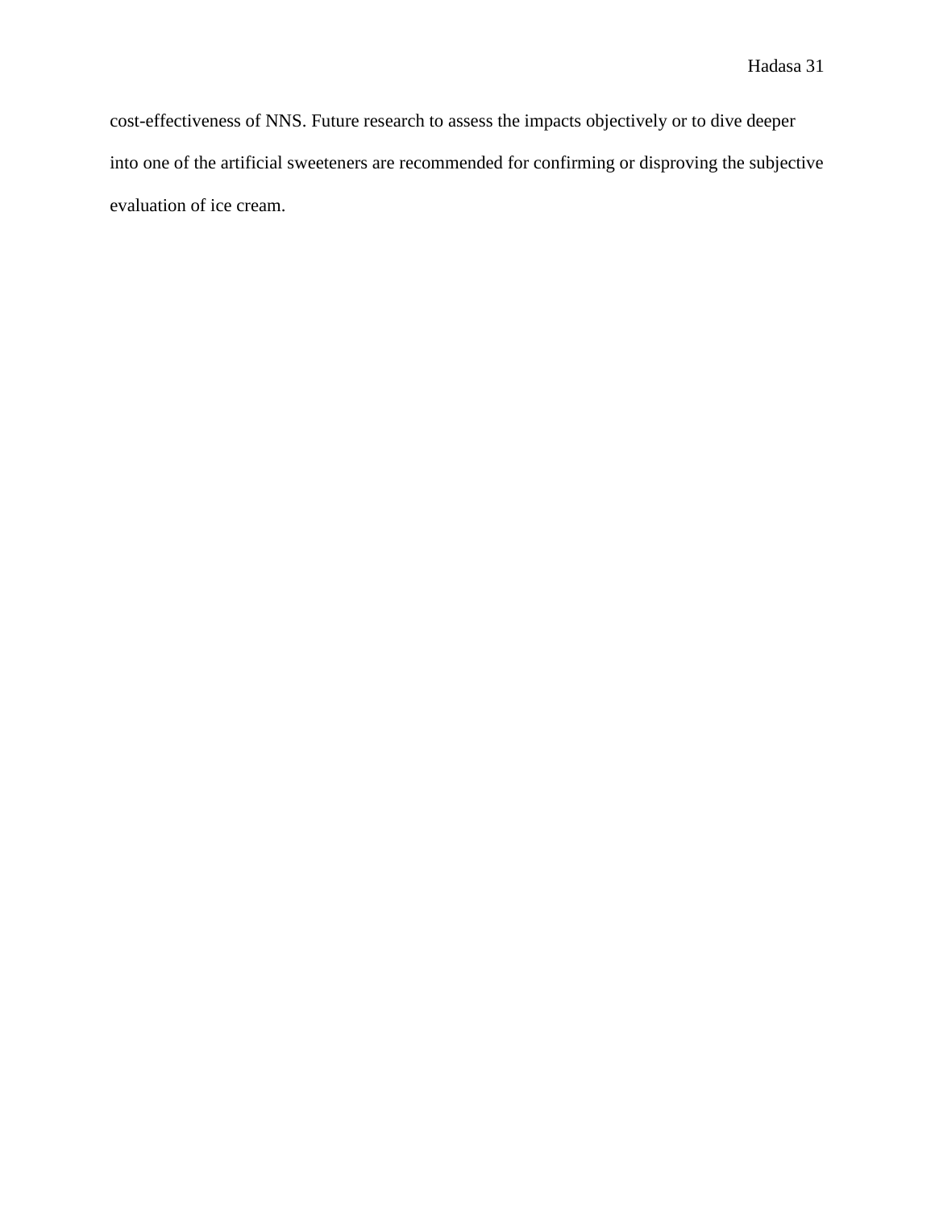cost-effectiveness of NNS. Future research to assess the impacts objectively or to dive deeper into one of the artificial sweeteners are recommended for confirming or disproving the subjective evaluation of ice cream.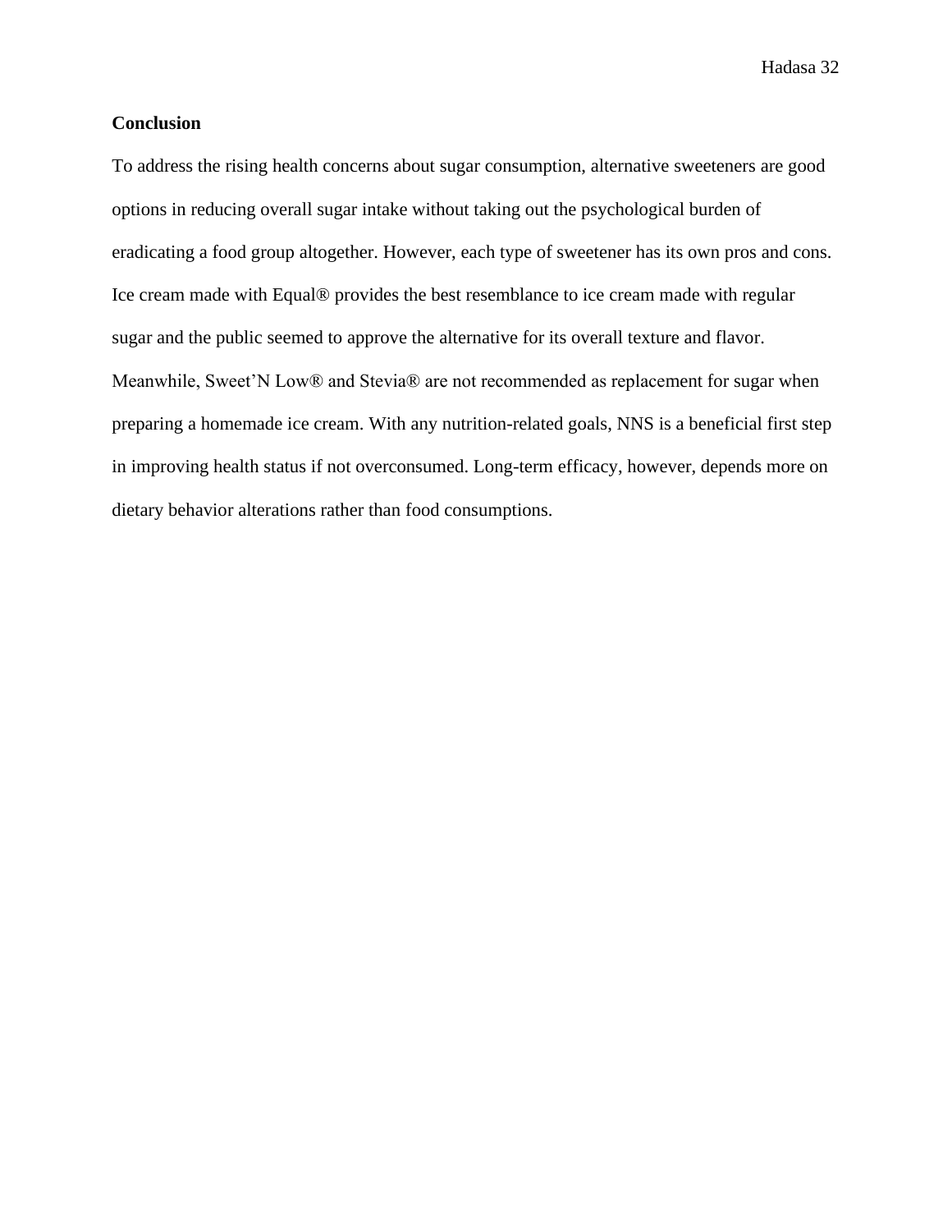## Conclusion

To address the rising health concerns about sugar consumption, alternative sweeteners are good options in reducing overall sugar intake without taking out the psychological burden of eradicating a food group altogether. However, each type of sweetener has its own pros and cons. Ice cream made with Equal® provides the best resemblance to ice cream made with regular sugar and the public seemed to approve the alternative for its overall texture and flavor. Meanwhile, Sweet'N Low® and Stevia® are not recommended as replacement for sugar when preparing a homemade ice cream. With any nutrition-related goals, NNS is a beneficial first step in improving health status if not overconsumed. Long-term efficacy, however, depends more on dietary behavior alterations rather than food consumptions.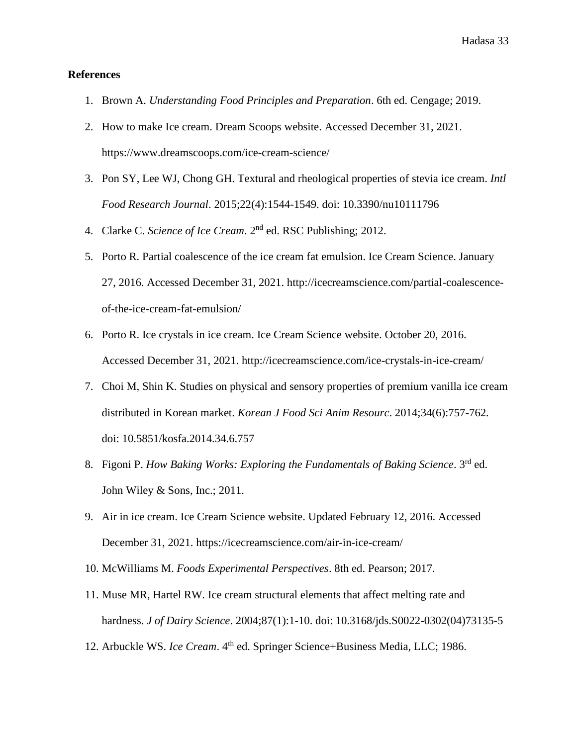**References**

1. Brown A. *Understanding Food Principles and Preparation*. 6th ed. Cengage; 2019.
2. How to make Ice cream. Dream Scoops website. Accessed December 31, 2021. https://www.dreamscoops.com/ice-cream-science/
3. Pon SY, Lee WJ, Chong GH. Textural and rheological properties of stevia ice cream. *Intl Food Research Journal*. 2015;22(4):1544-1549. doi: 10.3390/nu10111796
4. Clarke C. *Science of Ice Cream*. 2nd ed. RSC Publishing; 2012.
5. Porto R. Partial coalescence of the ice cream fat emulsion. Ice Cream Science. January 27, 2016. Accessed December 31, 2021. http://icecreamscience.com/partial-coalescence-of-the-ice-cream-fat-emulsion/
6. Porto R. Ice crystals in ice cream. Ice Cream Science website. October 20, 2016. Accessed December 31, 2021. http://icecreamscience.com/ice-crystals-in-ice-cream/
7. Choi M, Shin K. Studies on physical and sensory properties of premium vanilla ice cream distributed in Korean market. *Korean J Food Sci Anim Resourc*. 2014;34(6):757-762. doi: 10.5851/kosfa.2014.34.6.757
8. Figoni P. *How Baking Works: Exploring the Fundamentals of Baking Science*. 3rd ed. John Wiley & Sons, Inc.; 2011.
9. Air in ice cream. Ice Cream Science website. Updated February 12, 2016. Accessed December 31, 2021. https://icecreamscience.com/air-in-ice-cream/
10. McWilliams M. *Foods Experimental Perspectives*. 8th ed. Pearson; 2017.
11. Muse MR, Hartel RW. Ice cream structural elements that affect melting rate and hardness. *J of Dairy Science*. 2004;87(1):1-10. doi: 10.3168/jds.S0022-0302(04)73135-5
12. Arbuckle WS. *Ice Cream*. 4th ed. Springer Science+Business Media, LLC; 1986.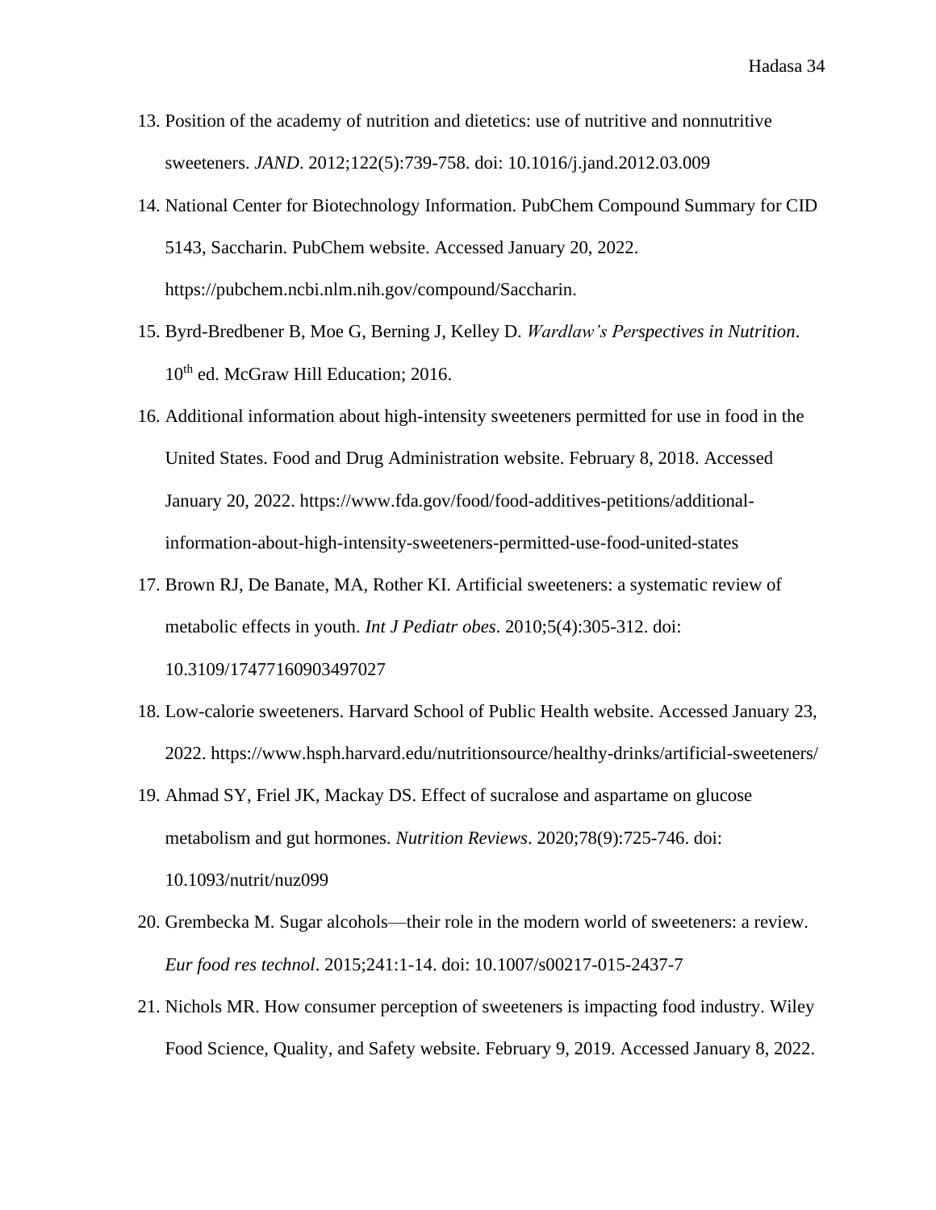13. Position of the academy of nutrition and dietetics: use of nutritive and nonnutritive sweeteners. *JAND*. 2012;122(5):739-758. doi: 10.1016/j.jand.2012.03.009

14. National Center for Biotechnology Information. PubChem Compound Summary for CID 5143, Saccharin. PubChem website. Accessed January 20, 2022. https://pubchem.ncbi.nlm.nih.gov/compound/Saccharin.

15. Byrd-Bredbener B, Moe G, Berning J, Kelley D. *Wardlaw's Perspectives in Nutrition*. 10th ed. McGraw Hill Education; 2016.

16. Additional information about high-intensity sweeteners permitted for use in food in the United States. Food and Drug Administration website. February 8, 2018. Accessed January 20, 2022. https://www.fda.gov/food/food-additives-petitions/additional-information-about-high-intensity-sweeteners-permitted-use-food-united-states

17. Brown RJ, De Banate, MA, Rother KI. Artificial sweeteners: a systematic review of metabolic effects in youth. *Int J Pediatr obes*. 2010;5(4):305-312. doi: 10.3109/17477160903497027

18. Low-calorie sweeteners. Harvard School of Public Health website. Accessed January 23, 2022. https://www.hsph.harvard.edu/nutritionsource/healthy-drinks/artificial-sweeteners/

19. Ahmad SY, Friel JK, Mackay DS. Effect of sucralose and aspartame on glucose metabolism and gut hormones. *Nutrition Reviews*. 2020;78(9):725-746. doi: 10.1093/nutrit/nuz099

20. Grembecka M. Sugar alcohols—their role in the modern world of sweeteners: a review. *Eur food res technol*. 2015;241:1-14. doi: 10.1007/s00217-015-2437-7

21. Nichols MR. How consumer perception of sweeteners is impacting food industry. Wiley Food Science, Quality, and Safety website. February 9, 2019. Accessed January 8, 2022.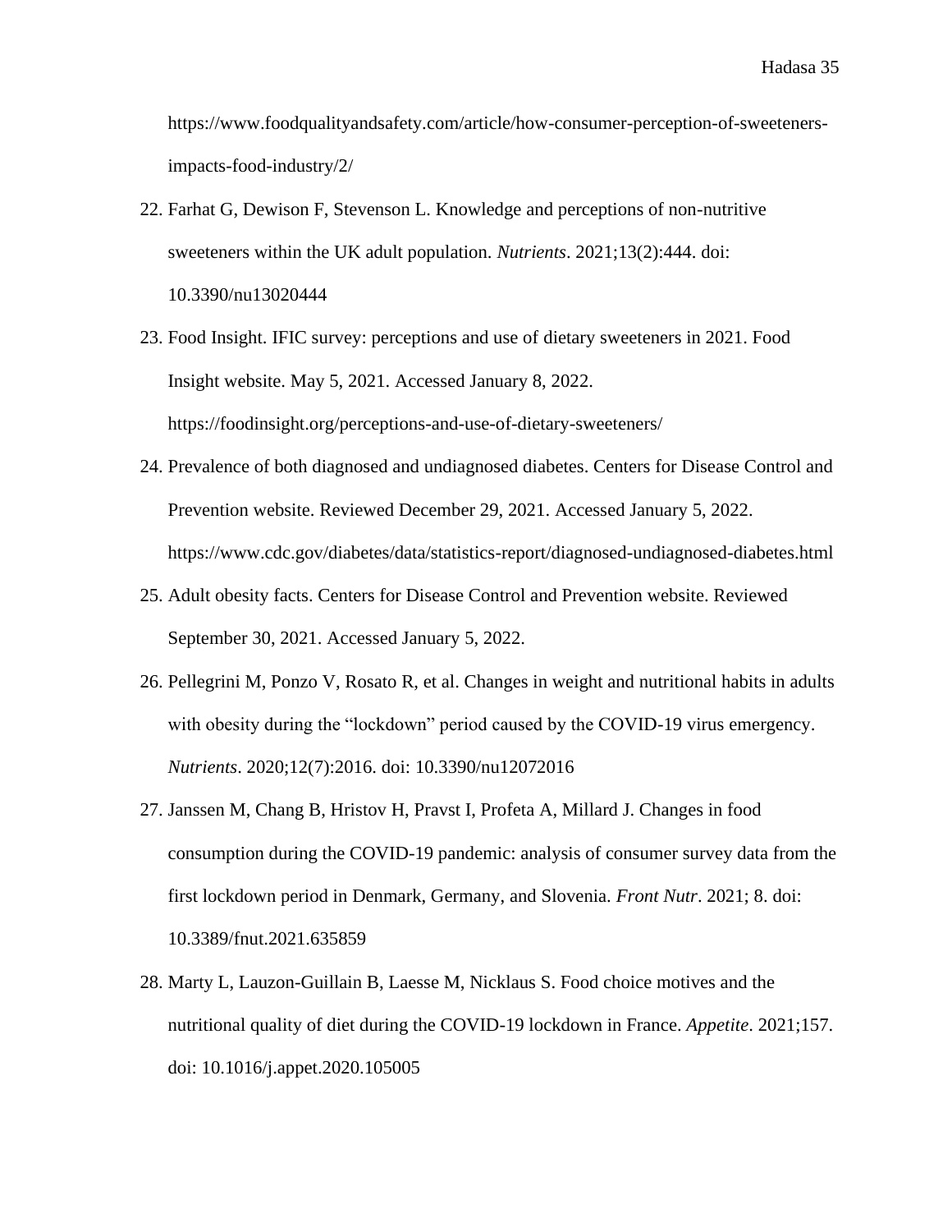https://www.foodqualityandsafety.com/article/how-consumer-perception-of-sweeteners-impacts-food-industry/2/

22. Farhat G, Dewison F, Stevenson L. Knowledge and perceptions of non-nutritive sweeteners within the UK adult population. *Nutrients*. 2021;13(2):444. doi: 10.3390/nu13020444
23. Food Insight. IFIC survey: perceptions and use of dietary sweeteners in 2021. Food Insight website. May 5, 2021. Accessed January 8, 2022. https://foodinsight.org/perceptions-and-use-of-dietary-sweeteners/
24. Prevalence of both diagnosed and undiagnosed diabetes. Centers for Disease Control and Prevention website. Reviewed December 29, 2021. Accessed January 5, 2022. https://www.cdc.gov/diabetes/data/statistics-report/diagnosed-undiagnosed-diabetes.html
25. Adult obesity facts. Centers for Disease Control and Prevention website. Reviewed September 30, 2021. Accessed January 5, 2022.
26. Pellegrini M, Ponzo V, Rosato R, et al. Changes in weight and nutritional habits in adults with obesity during the "lockdown" period caused by the COVID-19 virus emergency. *Nutrients*. 2020;12(7):2016. doi: 10.3390/nu12072016
27. Janssen M, Chang B, Hristov H, Pravst I, Profeta A, Millard J. Changes in food consumption during the COVID-19 pandemic: analysis of consumer survey data from the first lockdown period in Denmark, Germany, and Slovenia. *Front Nutr*. 2021; 8. doi: 10.3389/fnut.2021.635859
28. Marty L, Lauzon-Guillain B, Laesse M, Nicklaus S. Food choice motives and the nutritional quality of diet during the COVID-19 lockdown in France. *Appetite*. 2021;157. doi: 10.1016/j.appet.2020.105005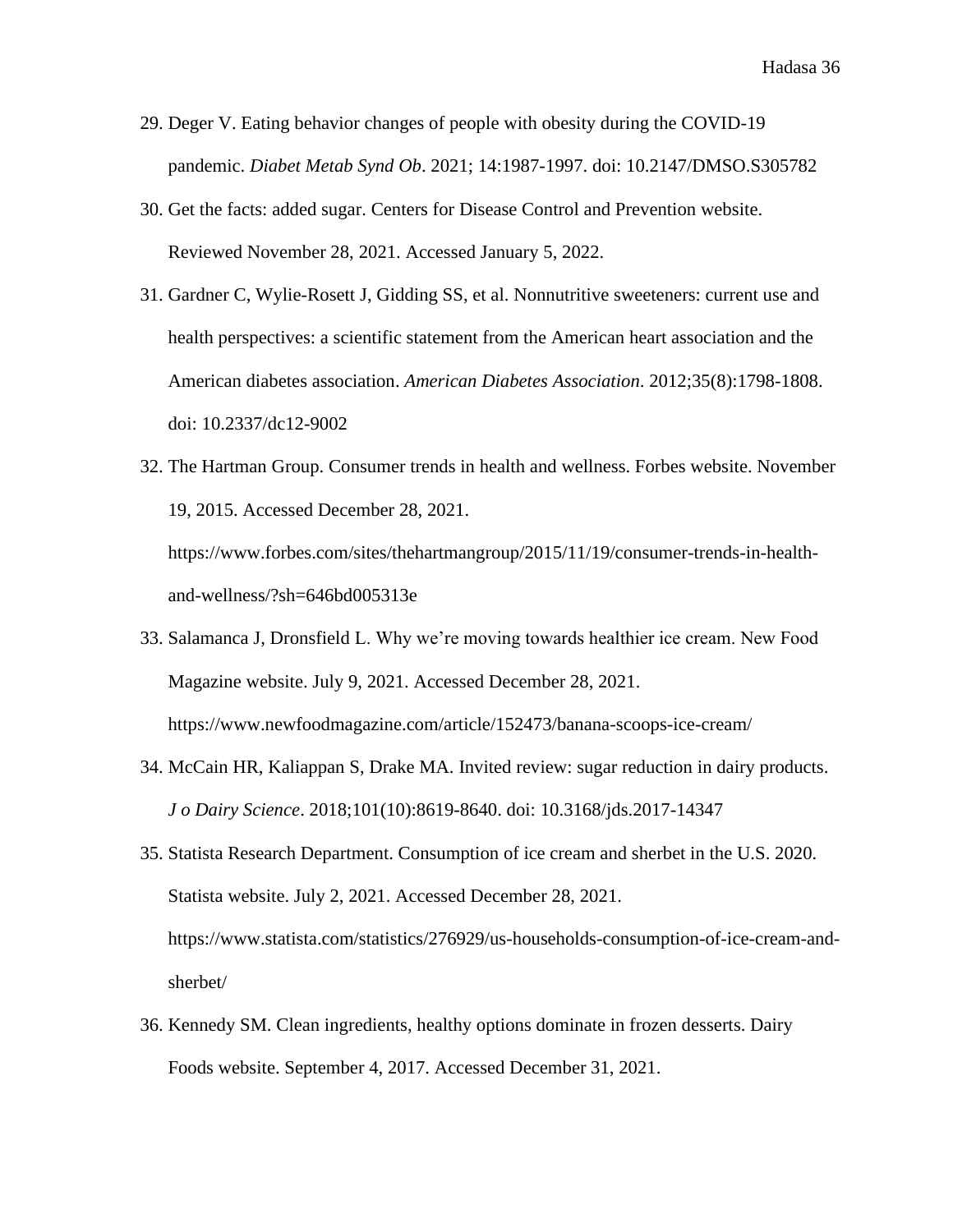29. Deger V. Eating behavior changes of people with obesity during the COVID-19 pandemic. *Diabet Metab Synd Ob*. 2021; 14:1987-1997. doi: 10.2147/DMSO.S305782

30. Get the facts: added sugar. Centers for Disease Control and Prevention website. Reviewed November 28, 2021. Accessed January 5, 2022.

31. Gardner C, Wylie-Rosett J, Gidding SS, et al. Nonnutritive sweeteners: current use and health perspectives: a scientific statement from the American heart association and the American diabetes association. *American Diabetes Association*. 2012;35(8):1798-1808. doi: 10.2337/dc12-9002

32. The Hartman Group. Consumer trends in health and wellness. Forbes website. November 19, 2015. Accessed December 28, 2021. https://www.forbes.com/sites/thehartmangroup/2015/11/19/consumer-trends-in-health-and-wellness/?sh=646bd005313e

33. Salamanca J, Dronsfield L. Why we're moving towards healthier ice cream. New Food Magazine website. July 9, 2021. Accessed December 28, 2021. https://www.newfoodmagazine.com/article/152473/banana-scoops-ice-cream/

34. McCain HR, Kaliappan S, Drake MA. Invited review: sugar reduction in dairy products. *J o Dairy Science*. 2018;101(10):8619-8640. doi: 10.3168/jds.2017-14347

35. Statista Research Department. Consumption of ice cream and sherbet in the U.S. 2020. Statista website. July 2, 2021. Accessed December 28, 2021. https://www.statista.com/statistics/276929/us-households-consumption-of-ice-cream-and-sherbet/

36. Kennedy SM. Clean ingredients, healthy options dominate in frozen desserts. Dairy Foods website. September 4, 2017. Accessed December 31, 2021.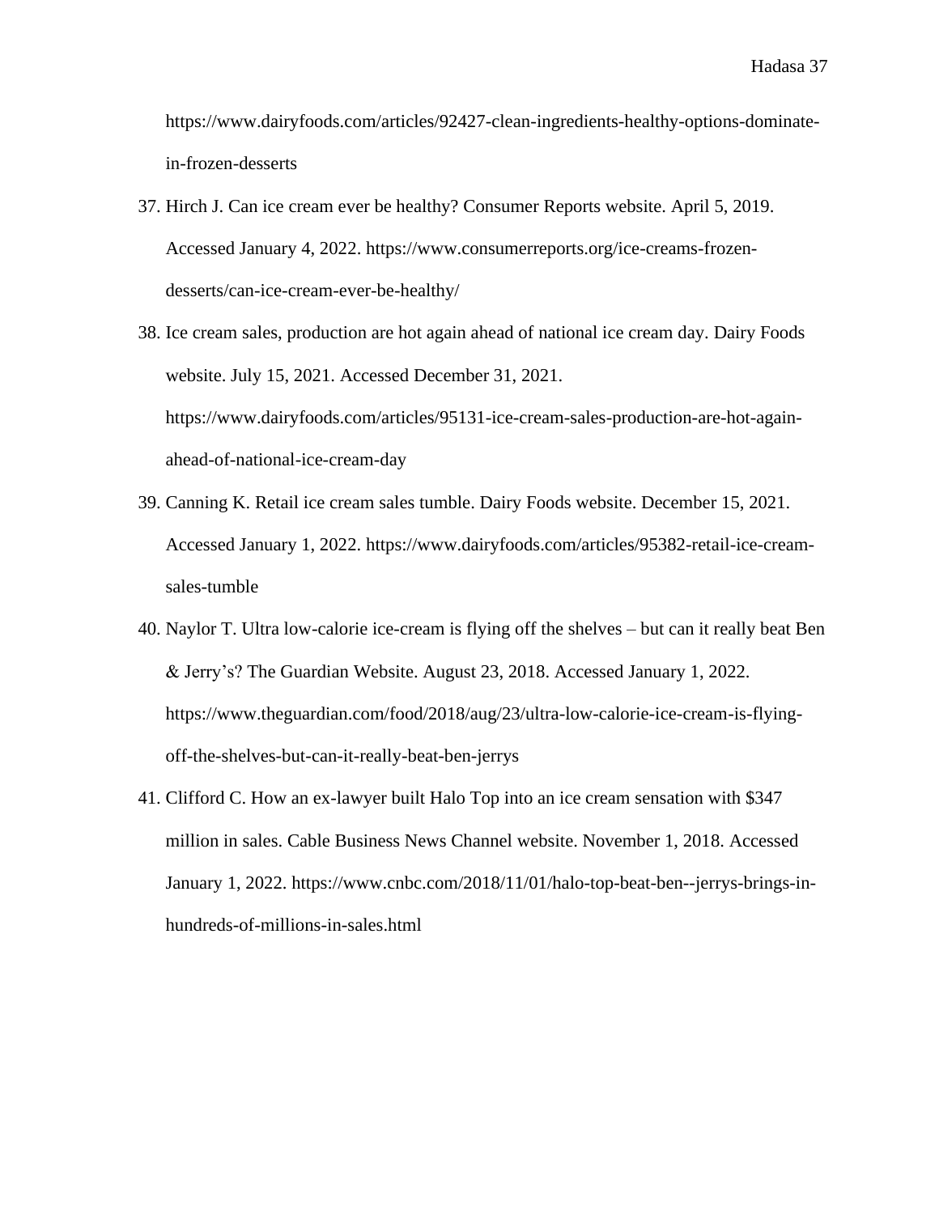https://www.dairyfoods.com/articles/92427-clean-ingredients-healthy-options-dominate-in-frozen-desserts

37. Hirch J. Can ice cream ever be healthy? Consumer Reports website. April 5, 2019. Accessed January 4, 2022. https://www.consumerreports.org/ice-creams-frozen-desserts/can-ice-cream-ever-be-healthy/
38. Ice cream sales, production are hot again ahead of national ice cream day. Dairy Foods website. July 15, 2021. Accessed December 31, 2021. https://www.dairyfoods.com/articles/95131-ice-cream-sales-production-are-hot-again-ahead-of-national-ice-cream-day
39. Canning K. Retail ice cream sales tumble. Dairy Foods website. December 15, 2021. Accessed January 1, 2022. https://www.dairyfoods.com/articles/95382-retail-ice-cream-sales-tumble
40. Naylor T. Ultra low-calorie ice-cream is flying off the shelves – but can it really beat Ben & Jerry's? The Guardian Website. August 23, 2018. Accessed January 1, 2022. https://www.theguardian.com/food/2018/aug/23/ultra-low-calorie-ice-cream-is-flying-off-the-shelves-but-can-it-really-beat-ben-jerrys
41. Clifford C. How an ex-lawyer built Halo Top into an ice cream sensation with $347 million in sales. Cable Business News Channel website. November 1, 2018. Accessed January 1, 2022. https://www.cnbc.com/2018/11/01/halo-top-beat-ben--jerrys-brings-in-hundreds-of-millions-in-sales.html